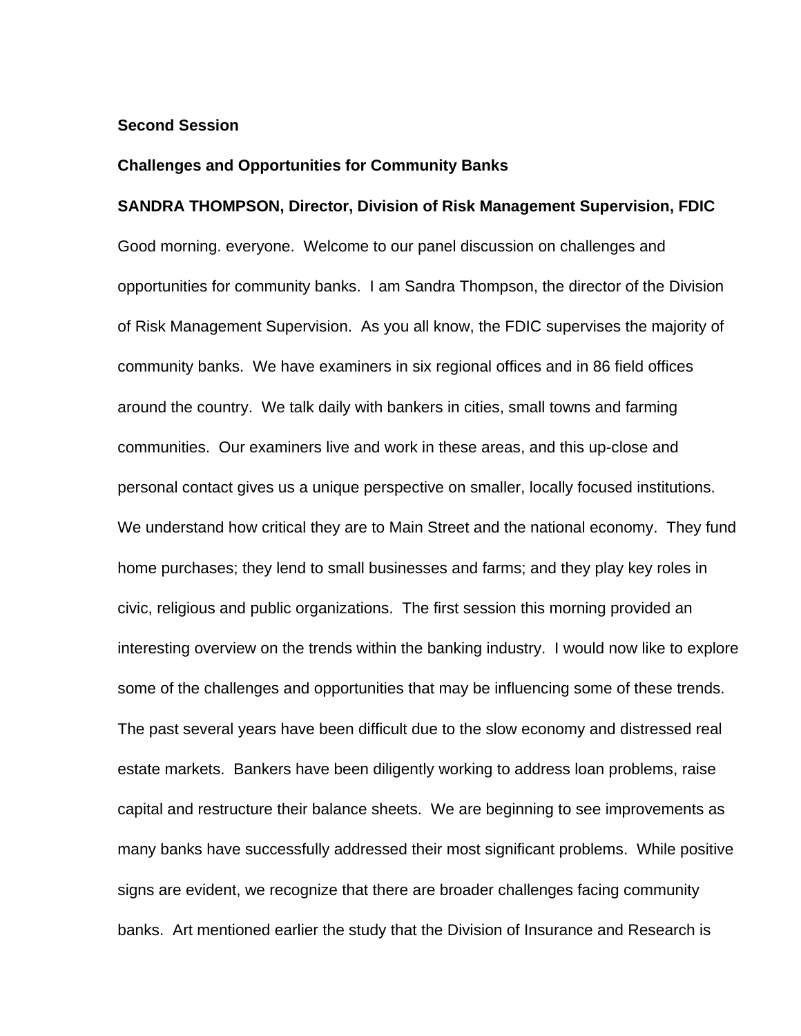**Second Session**

**Challenges and Opportunities for Community Banks**

**SANDRA THOMPSON, Director, Division of Risk Management Supervision, FDIC**

Good morning. everyone. Welcome to our panel discussion on challenges and opportunities for community banks. I am Sandra Thompson, the director of the Division of Risk Management Supervision. As you all know, the FDIC supervises the majority of community banks. We have examiners in six regional offices and in 86 field offices around the country. We talk daily with bankers in cities, small towns and farming communities. Our examiners live and work in these areas, and this up-close and personal contact gives us a unique perspective on smaller, locally focused institutions. We understand how critical they are to Main Street and the national economy. They fund home purchases; they lend to small businesses and farms; and they play key roles in civic, religious and public organizations. The first session this morning provided an interesting overview on the trends within the banking industry. I would now like to explore some of the challenges and opportunities that may be influencing some of these trends. The past several years have been difficult due to the slow economy and distressed real estate markets. Bankers have been diligently working to address loan problems, raise capital and restructure their balance sheets. We are beginning to see improvements as many banks have successfully addressed their most significant problems. While positive signs are evident, we recognize that there are broader challenges facing community banks. Art mentioned earlier the study that the Division of Insurance and Research is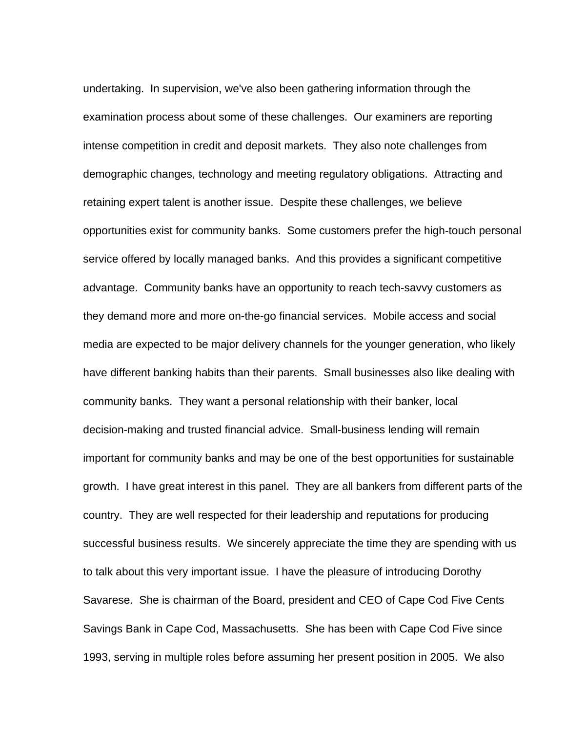undertaking. In supervision, we've also been gathering information through the examination process about some of these challenges. Our examiners are reporting intense competition in credit and deposit markets. They also note challenges from demographic changes, technology and meeting regulatory obligations. Attracting and retaining expert talent is another issue. Despite these challenges, we believe opportunities exist for community banks. Some customers prefer the high-touch personal service offered by locally managed banks. And this provides a significant competitive advantage. Community banks have an opportunity to reach tech-savvy customers as they demand more and more on-the-go financial services. Mobile access and social media are expected to be major delivery channels for the younger generation, who likely have different banking habits than their parents. Small businesses also like dealing with community banks. They want a personal relationship with their banker, local decision-making and trusted financial advice. Small-business lending will remain important for community banks and may be one of the best opportunities for sustainable growth. I have great interest in this panel. They are all bankers from different parts of the country. They are well respected for their leadership and reputations for producing successful business results. We sincerely appreciate the time they are spending with us to talk about this very important issue. I have the pleasure of introducing Dorothy Savarese. She is chairman of the Board, president and CEO of Cape Cod Five Cents Savings Bank in Cape Cod, Massachusetts. She has been with Cape Cod Five since 1993, serving in multiple roles before assuming her present position in 2005. We also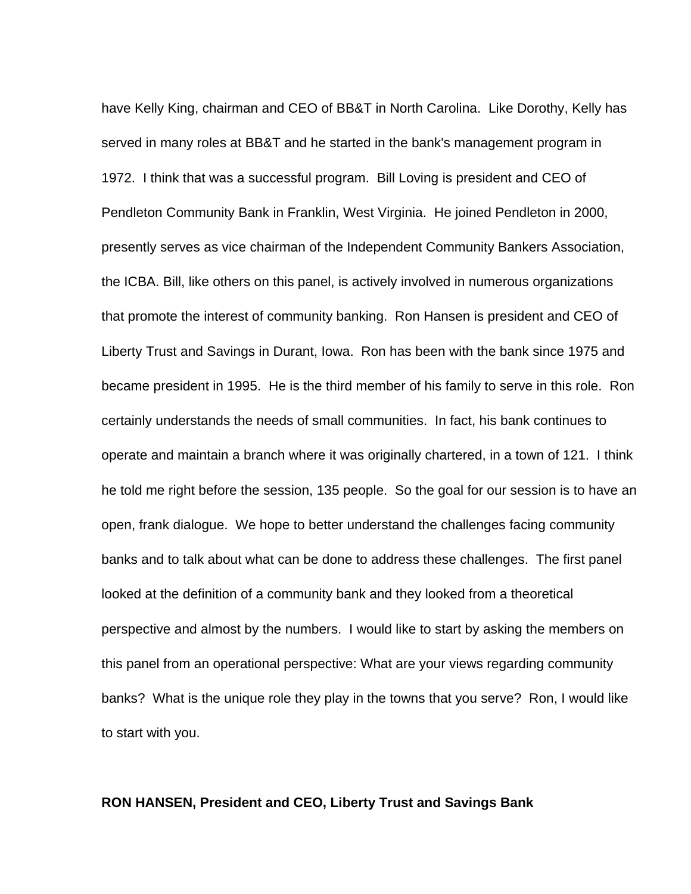have Kelly King, chairman and CEO of BB&T in North Carolina.  Like Dorothy, Kelly has served in many roles at BB&T and he started in the bank's management program in 1972.  I think that was a successful program.  Bill Loving is president and CEO of Pendleton Community Bank in Franklin, West Virginia.  He joined Pendleton in 2000, presently serves as vice chairman of the Independent Community Bankers Association, the ICBA. Bill, like others on this panel, is actively involved in numerous organizations that promote the interest of community banking.  Ron Hansen is president and CEO of Liberty Trust and Savings in Durant, Iowa.  Ron has been with the bank since 1975 and became president in 1995.  He is the third member of his family to serve in this role.  Ron certainly understands the needs of small communities.  In fact, his bank continues to operate and maintain a branch where it was originally chartered, in a town of 121.  I think he told me right before the session, 135 people.  So the goal for our session is to have an open, frank dialogue.  We hope to better understand the challenges facing community banks and to talk about what can be done to address these challenges.  The first panel looked at the definition of a community bank and they looked from a theoretical perspective and almost by the numbers.  I would like to start by asking the members on this panel from an operational perspective: What are your views regarding community banks?  What is the unique role they play in the towns that you serve?  Ron, I would like to start with you.

**RON HANSEN, President and CEO, Liberty Trust and Savings Bank**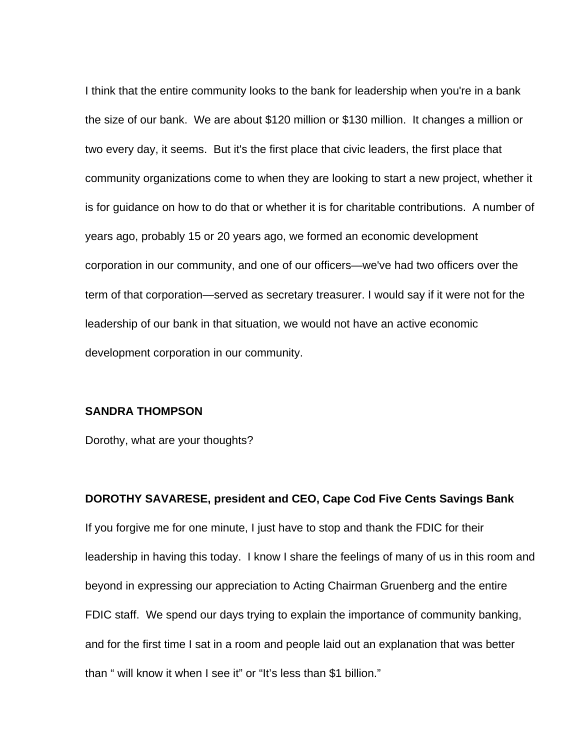I think that the entire community looks to the bank for leadership when you're in a bank the size of our bank. We are about $120 million or $130 million. It changes a million or two every day, it seems. But it's the first place that civic leaders, the first place that community organizations come to when they are looking to start a new project, whether it is for guidance on how to do that or whether it is for charitable contributions. A number of years ago, probably 15 or 20 years ago, we formed an economic development corporation in our community, and one of our officers—we've had two officers over the term of that corporation—served as secretary treasurer. I would say if it were not for the leadership of our bank in that situation, we would not have an active economic development corporation in our community.

**SANDRA THOMPSON**

Dorothy, what are your thoughts?

**DOROTHY SAVARESE, president and CEO, Cape Cod Five Cents Savings Bank**

If you forgive me for one minute, I just have to stop and thank the FDIC for their leadership in having this today. I know I share the feelings of many of us in this room and beyond in expressing our appreciation to Acting Chairman Gruenberg and the entire FDIC staff. We spend our days trying to explain the importance of community banking, and for the first time I sat in a room and people laid out an explanation that was better than " will know it when I see it" or "It's less than $1 billion."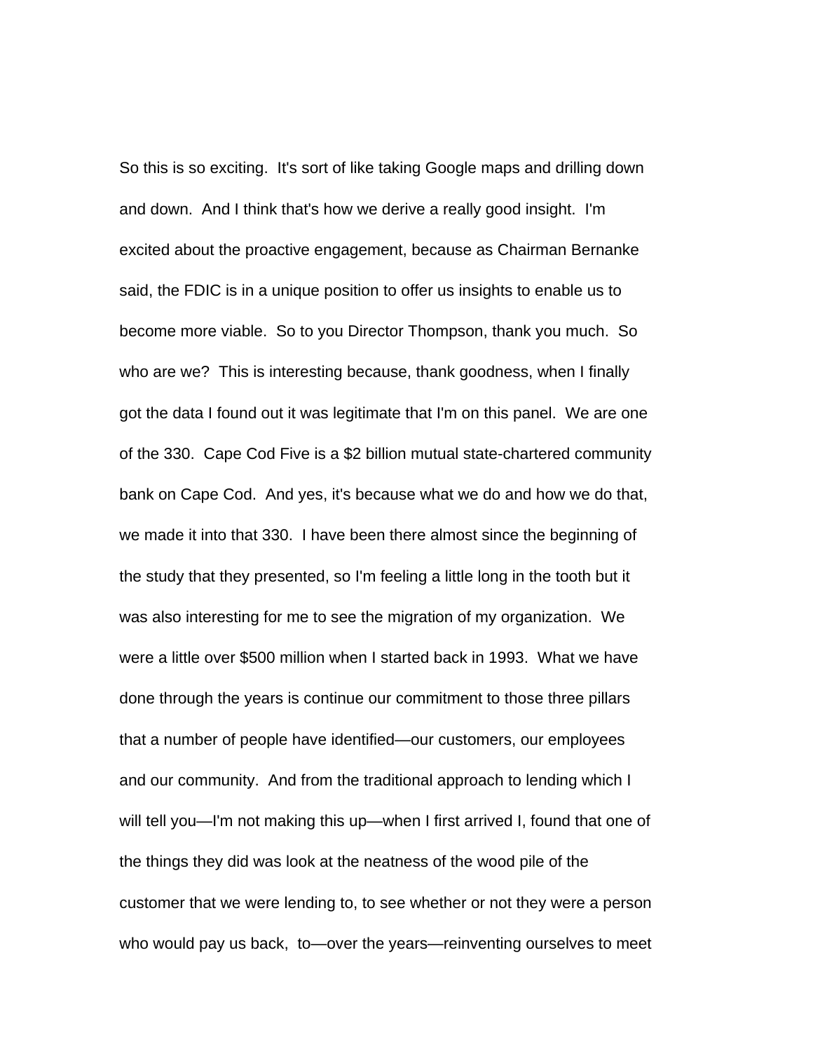So this is so exciting. It's sort of like taking Google maps and drilling down and down. And I think that's how we derive a really good insight. I'm excited about the proactive engagement, because as Chairman Bernanke said, the FDIC is in a unique position to offer us insights to enable us to become more viable. So to you Director Thompson, thank you much. So who are we? This is interesting because, thank goodness, when I finally got the data I found out it was legitimate that I'm on this panel. We are one of the 330. Cape Cod Five is a $2 billion mutual state-chartered community bank on Cape Cod. And yes, it's because what we do and how we do that, we made it into that 330. I have been there almost since the beginning of the study that they presented, so I'm feeling a little long in the tooth but it was also interesting for me to see the migration of my organization. We were a little over $500 million when I started back in 1993. What we have done through the years is continue our commitment to those three pillars that a number of people have identified—our customers, our employees and our community. And from the traditional approach to lending which I will tell you—I'm not making this up—when I first arrived I, found that one of the things they did was look at the neatness of the wood pile of the customer that we were lending to, to see whether or not they were a person who would pay us back, to—over the years—reinventing ourselves to meet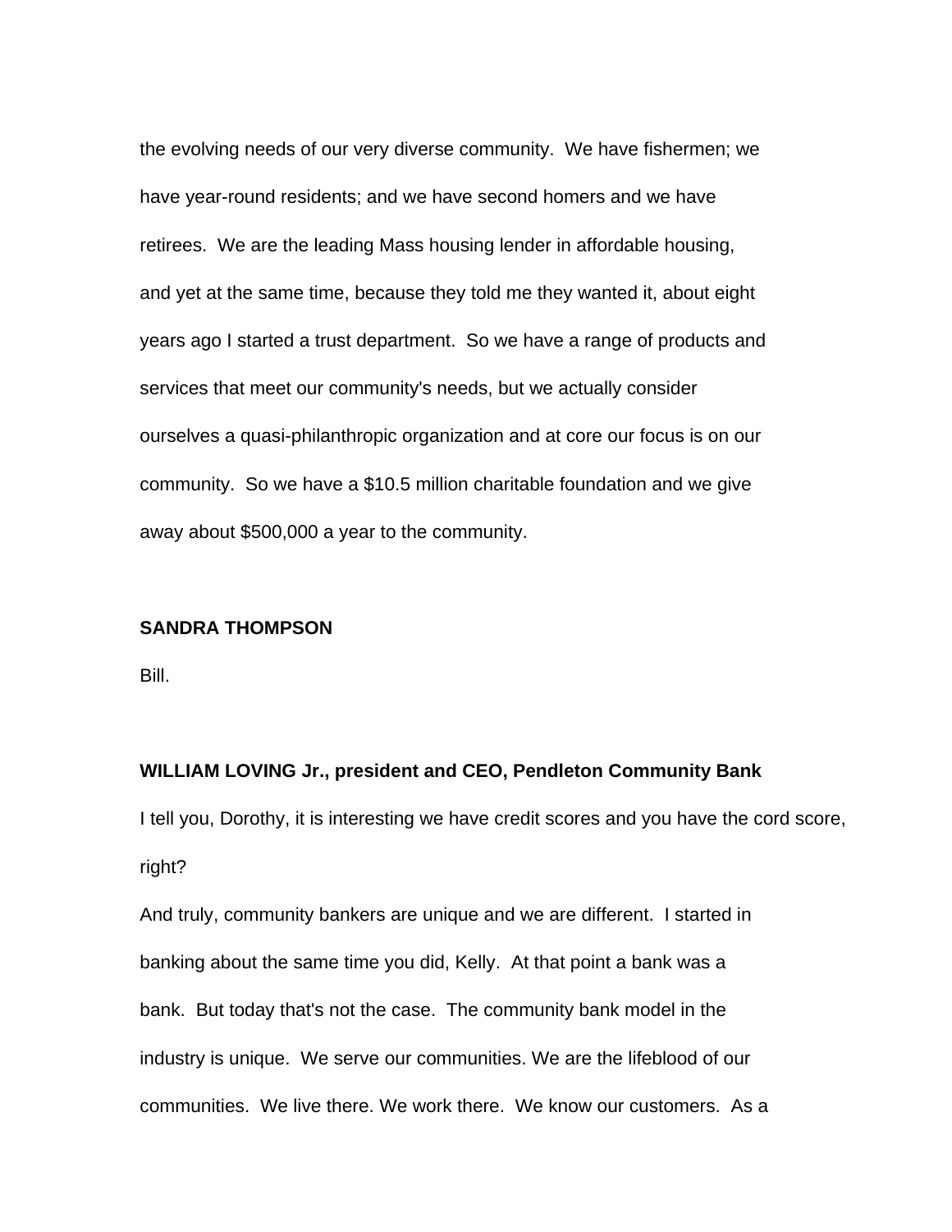the evolving needs of our very diverse community. We have fishermen; we have year-round residents; and we have second homers and we have retirees. We are the leading Mass housing lender in affordable housing, and yet at the same time, because they told me they wanted it, about eight years ago I started a trust department. So we have a range of products and services that meet our community's needs, but we actually consider ourselves a quasi-philanthropic organization and at core our focus is on our community. So we have a $10.5 million charitable foundation and we give away about $500,000 a year to the community.

**SANDRA THOMPSON**

Bill.

**WILLIAM LOVING Jr., president and CEO, Pendleton Community Bank**

I tell you, Dorothy, it is interesting we have credit scores and you have the cord score, right?

And truly, community bankers are unique and we are different. I started in banking about the same time you did, Kelly. At that point a bank was a bank. But today that's not the case. The community bank model in the industry is unique. We serve our communities. We are the lifeblood of our communities. We live there. We work there. We know our customers. As a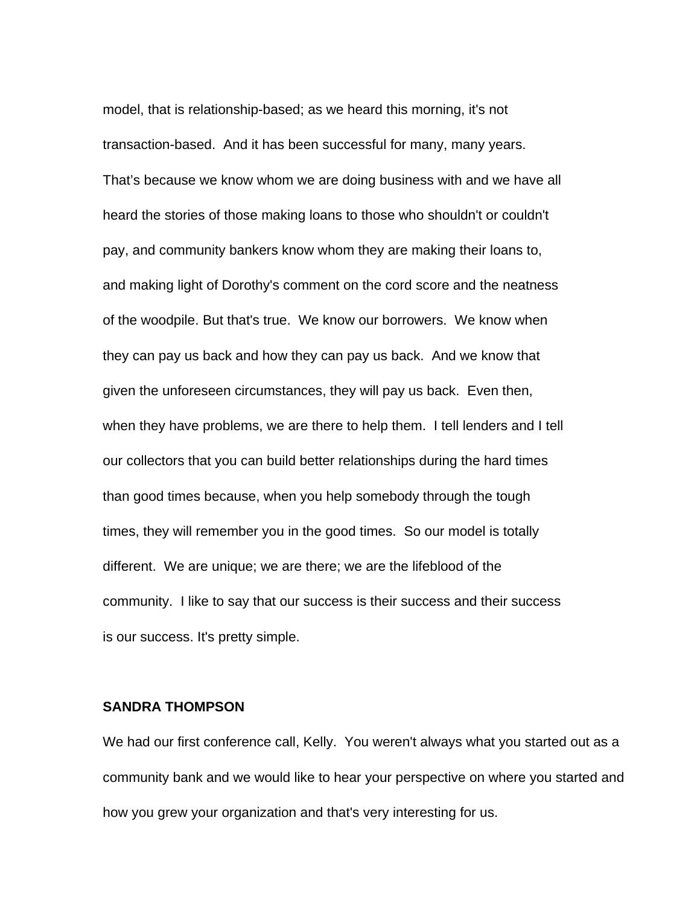model, that is relationship-based; as we heard this morning, it's not transaction-based. And it has been successful for many, many years. That's because we know whom we are doing business with and we have all heard the stories of those making loans to those who shouldn't or couldn't pay, and community bankers know whom they are making their loans to, and making light of Dorothy's comment on the cord score and the neatness of the woodpile. But that's true. We know our borrowers. We know when they can pay us back and how they can pay us back. And we know that given the unforeseen circumstances, they will pay us back. Even then, when they have problems, we are there to help them. I tell lenders and I tell our collectors that you can build better relationships during the hard times than good times because, when you help somebody through the tough times, they will remember you in the good times. So our model is totally different. We are unique; we are there; we are the lifeblood of the community. I like to say that our success is their success and their success is our success. It's pretty simple.

**SANDRA THOMPSON**

We had our first conference call, Kelly. You weren't always what you started out as a community bank and we would like to hear your perspective on where you started and how you grew your organization and that's very interesting for us.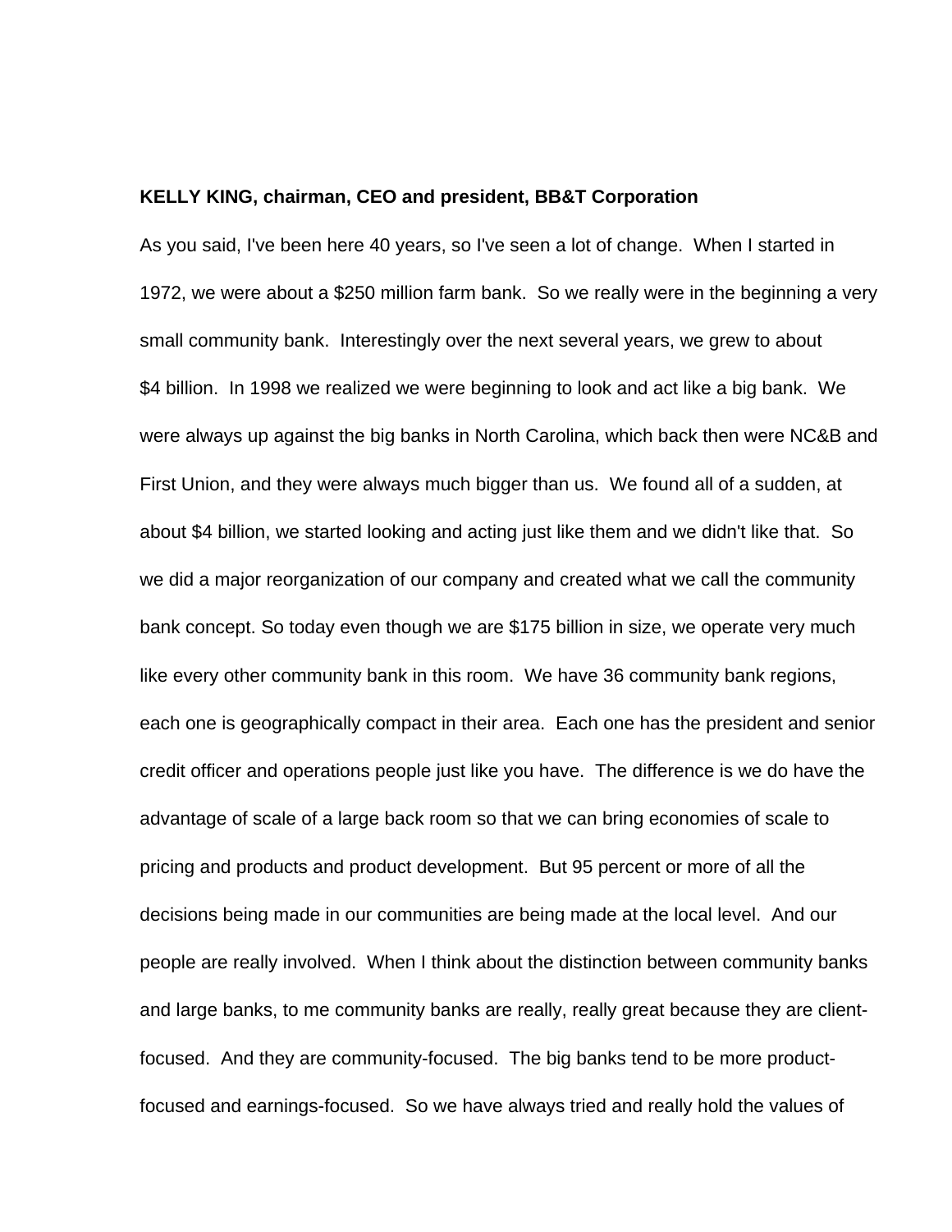**KELLY KING, chairman, CEO and president, BB&T Corporation**

As you said, I've been here 40 years, so I've seen a lot of change. When I started in 1972, we were about a $250 million farm bank. So we really were in the beginning a very small community bank. Interestingly over the next several years, we grew to about $4 billion. In 1998 we realized we were beginning to look and act like a big bank. We were always up against the big banks in North Carolina, which back then were NC&B and First Union, and they were always much bigger than us. We found all of a sudden, at about $4 billion, we started looking and acting just like them and we didn't like that. So we did a major reorganization of our company and created what we call the community bank concept. So today even though we are $175 billion in size, we operate very much like every other community bank in this room. We have 36 community bank regions, each one is geographically compact in their area. Each one has the president and senior credit officer and operations people just like you have. The difference is we do have the advantage of scale of a large back room so that we can bring economies of scale to pricing and products and product development. But 95 percent or more of all the decisions being made in our communities are being made at the local level. And our people are really involved. When I think about the distinction between community banks and large banks, to me community banks are really, really great because they are client-focused. And they are community-focused. The big banks tend to be more product-focused and earnings-focused. So we have always tried and really hold the values of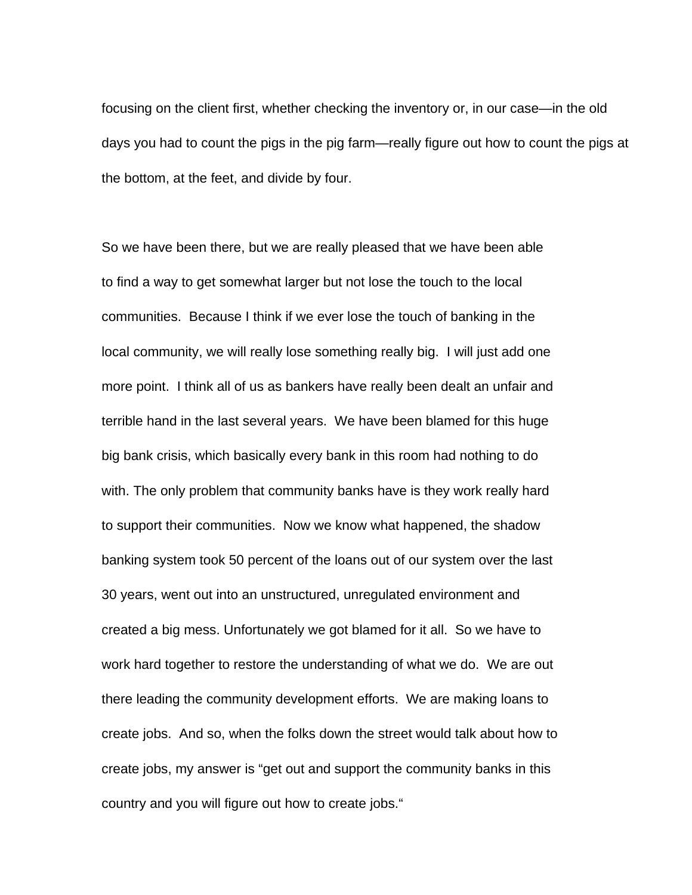focusing on the client first, whether checking the inventory or, in our case—in the old days you had to count the pigs in the pig farm—really figure out how to count the pigs at the bottom, at the feet, and divide by four.

So we have been there, but we are really pleased that we have been able to find a way to get somewhat larger but not lose the touch to the local communities. Because I think if we ever lose the touch of banking in the local community, we will really lose something really big. I will just add one more point. I think all of us as bankers have really been dealt an unfair and terrible hand in the last several years. We have been blamed for this huge big bank crisis, which basically every bank in this room had nothing to do with. The only problem that community banks have is they work really hard to support their communities. Now we know what happened, the shadow banking system took 50 percent of the loans out of our system over the last 30 years, went out into an unstructured, unregulated environment and created a big mess. Unfortunately we got blamed for it all. So we have to work hard together to restore the understanding of what we do. We are out there leading the community development efforts. We are making loans to create jobs. And so, when the folks down the street would talk about how to create jobs, my answer is "get out and support the community banks in this country and you will figure out how to create jobs."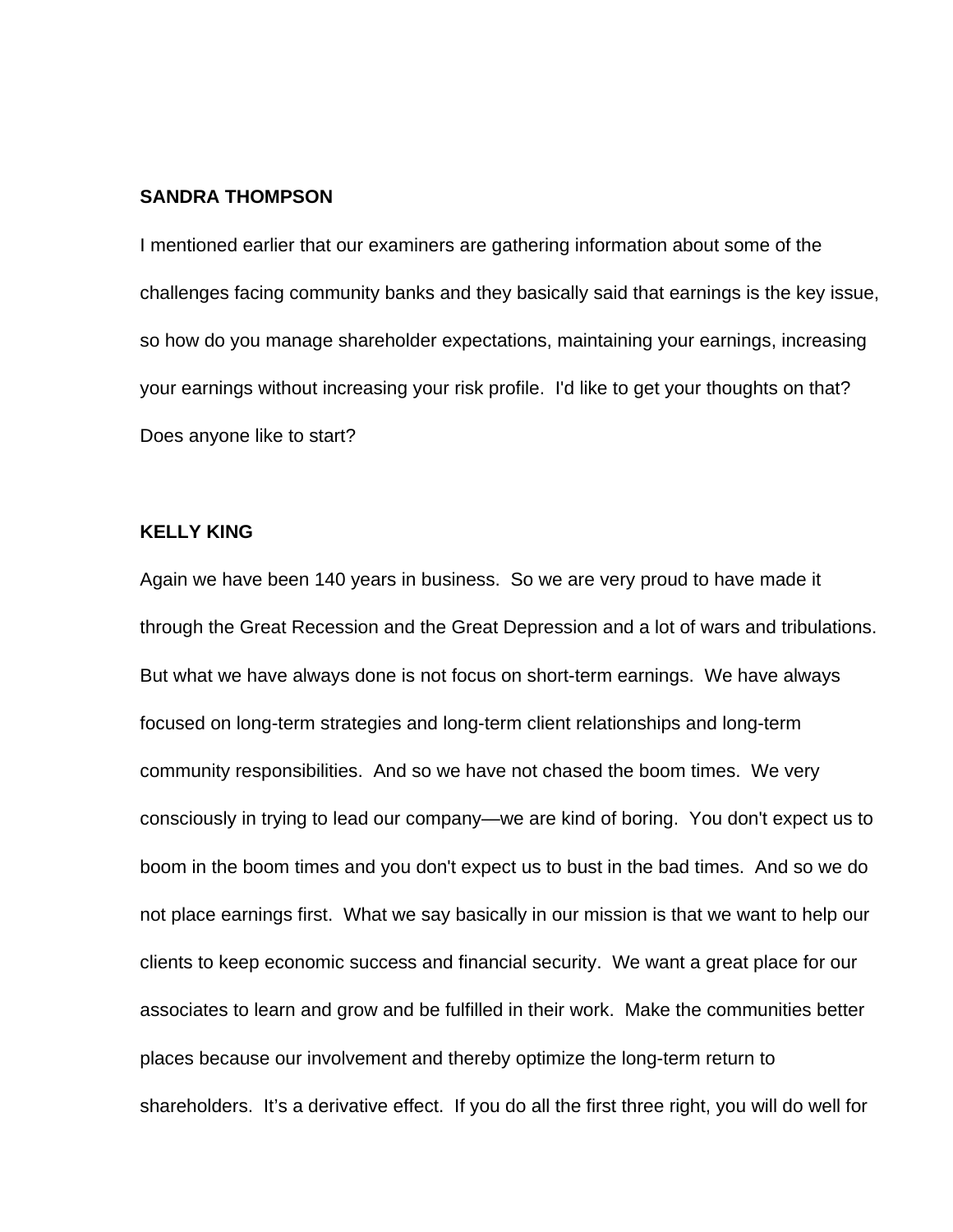**SANDRA THOMPSON**

I mentioned earlier that our examiners are gathering information about some of the challenges facing community banks and they basically said that earnings is the key issue, so how do you manage shareholder expectations, maintaining your earnings, increasing your earnings without increasing your risk profile. I'd like to get your thoughts on that? Does anyone like to start?

**KELLY KING**

Again we have been 140 years in business. So we are very proud to have made it through the Great Recession and the Great Depression and a lot of wars and tribulations. But what we have always done is not focus on short-term earnings. We have always focused on long-term strategies and long-term client relationships and long-term community responsibilities. And so we have not chased the boom times. We very consciously in trying to lead our company—we are kind of boring. You don't expect us to boom in the boom times and you don't expect us to bust in the bad times. And so we do not place earnings first. What we say basically in our mission is that we want to help our clients to keep economic success and financial security. We want a great place for our associates to learn and grow and be fulfilled in their work. Make the communities better places because our involvement and thereby optimize the long-term return to shareholders. It’s a derivative effect. If you do all the first three right, you will do well for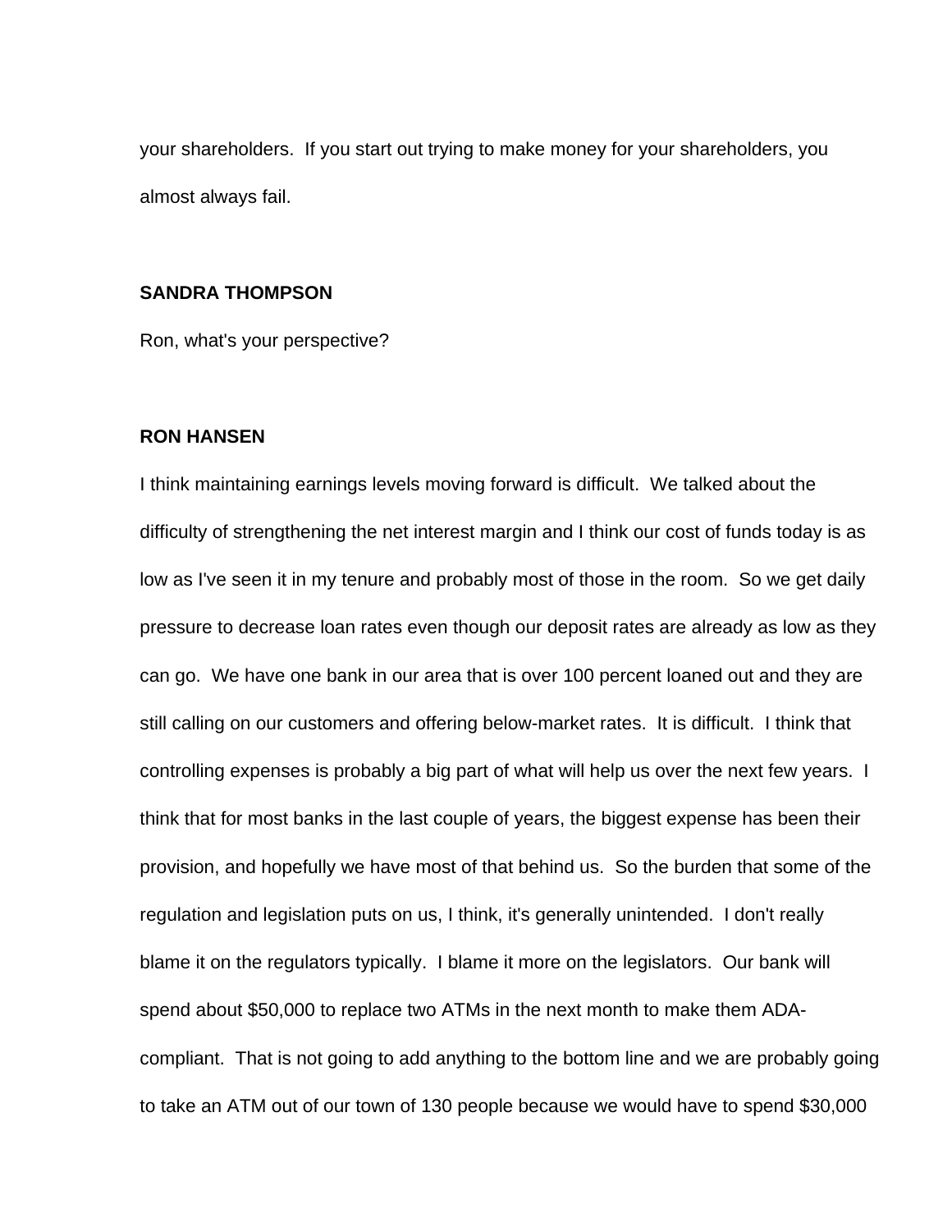your shareholders. If you start out trying to make money for your shareholders, you almost always fail.

**SANDRA THOMPSON**

Ron, what's your perspective?

**RON HANSEN**

I think maintaining earnings levels moving forward is difficult. We talked about the difficulty of strengthening the net interest margin and I think our cost of funds today is as low as I've seen it in my tenure and probably most of those in the room. So we get daily pressure to decrease loan rates even though our deposit rates are already as low as they can go. We have one bank in our area that is over 100 percent loaned out and they are still calling on our customers and offering below-market rates. It is difficult. I think that controlling expenses is probably a big part of what will help us over the next few years. I think that for most banks in the last couple of years, the biggest expense has been their provision, and hopefully we have most of that behind us. So the burden that some of the regulation and legislation puts on us, I think, it's generally unintended. I don't really blame it on the regulators typically. I blame it more on the legislators. Our bank will spend about $50,000 to replace two ATMs in the next month to make them ADA-compliant. That is not going to add anything to the bottom line and we are probably going to take an ATM out of our town of 130 people because we would have to spend $30,000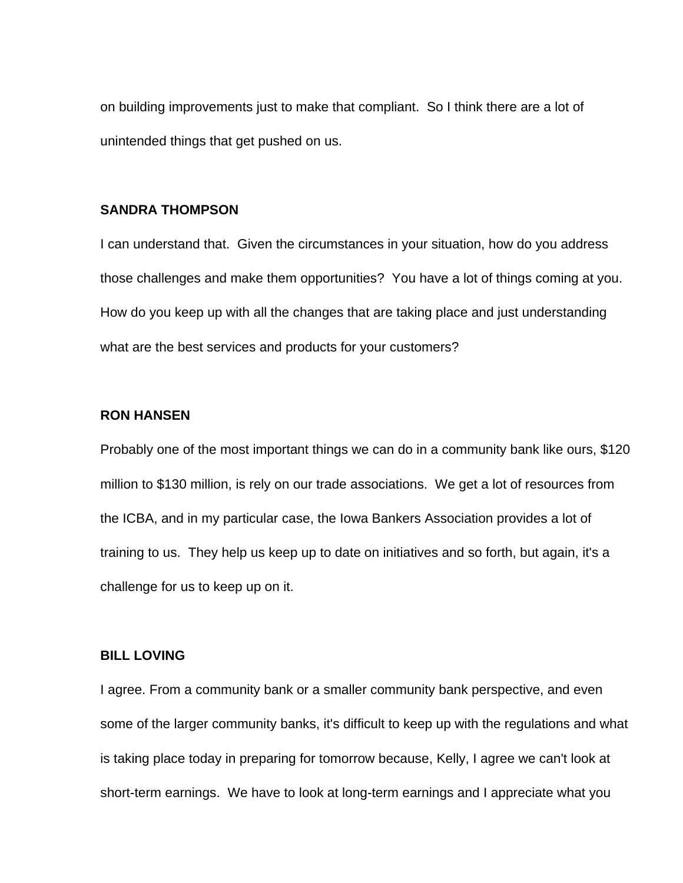on building improvements just to make that compliant.  So I think there are a lot of unintended things that get pushed on us.

**SANDRA THOMPSON**

I can understand that.  Given the circumstances in your situation, how do you address those challenges and make them opportunities?  You have a lot of things coming at you.  How do you keep up with all the changes that are taking place and just understanding what are the best services and products for your customers?

**RON HANSEN**

Probably one of the most important things we can do in a community bank like ours, $120 million to $130 million, is rely on our trade associations.  We get a lot of resources from the ICBA, and in my particular case, the Iowa Bankers Association provides a lot of training to us.  They help us keep up to date on initiatives and so forth, but again, it's a challenge for us to keep up on it.

**BILL LOVING**

I agree. From a community bank or a smaller community bank perspective, and even some of the larger community banks, it's difficult to keep up with the regulations and what is taking place today in preparing for tomorrow because, Kelly, I agree we can't look at short-term earnings.  We have to look at long-term earnings and I appreciate what you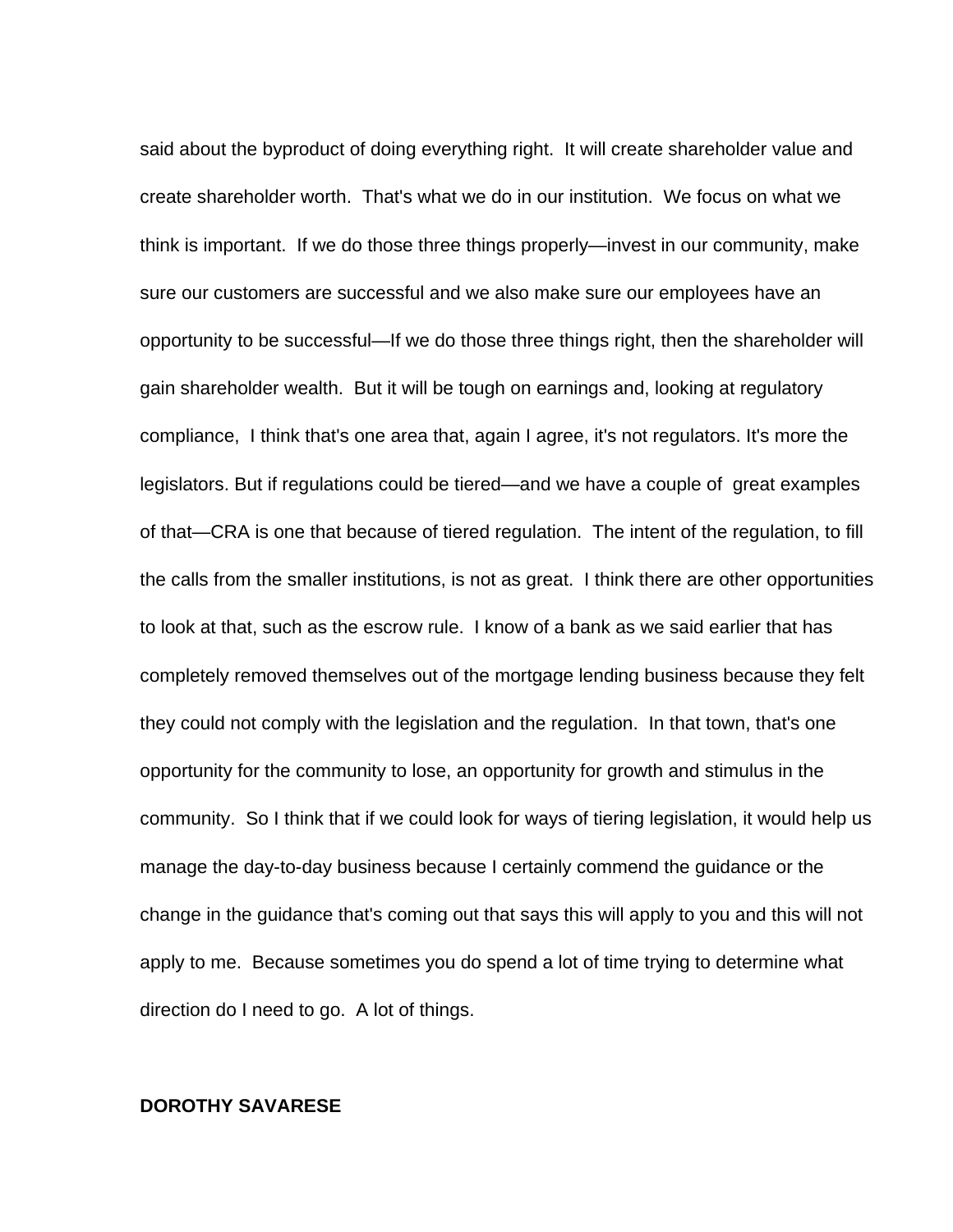said about the byproduct of doing everything right. It will create shareholder value and create shareholder worth. That's what we do in our institution. We focus on what we think is important. If we do those three things properly—invest in our community, make sure our customers are successful and we also make sure our employees have an opportunity to be successful—If we do those three things right, then the shareholder will gain shareholder wealth. But it will be tough on earnings and, looking at regulatory compliance, I think that's one area that, again I agree, it's not regulators. It's more the legislators. But if regulations could be tiered—and we have a couple of great examples of that—CRA is one that because of tiered regulation. The intent of the regulation, to fill the calls from the smaller institutions, is not as great. I think there are other opportunities to look at that, such as the escrow rule. I know of a bank as we said earlier that has completely removed themselves out of the mortgage lending business because they felt they could not comply with the legislation and the regulation. In that town, that's one opportunity for the community to lose, an opportunity for growth and stimulus in the community. So I think that if we could look for ways of tiering legislation, it would help us manage the day-to-day business because I certainly commend the guidance or the change in the guidance that's coming out that says this will apply to you and this will not apply to me. Because sometimes you do spend a lot of time trying to determine what direction do I need to go. A lot of things.

**DOROTHY SAVARESE**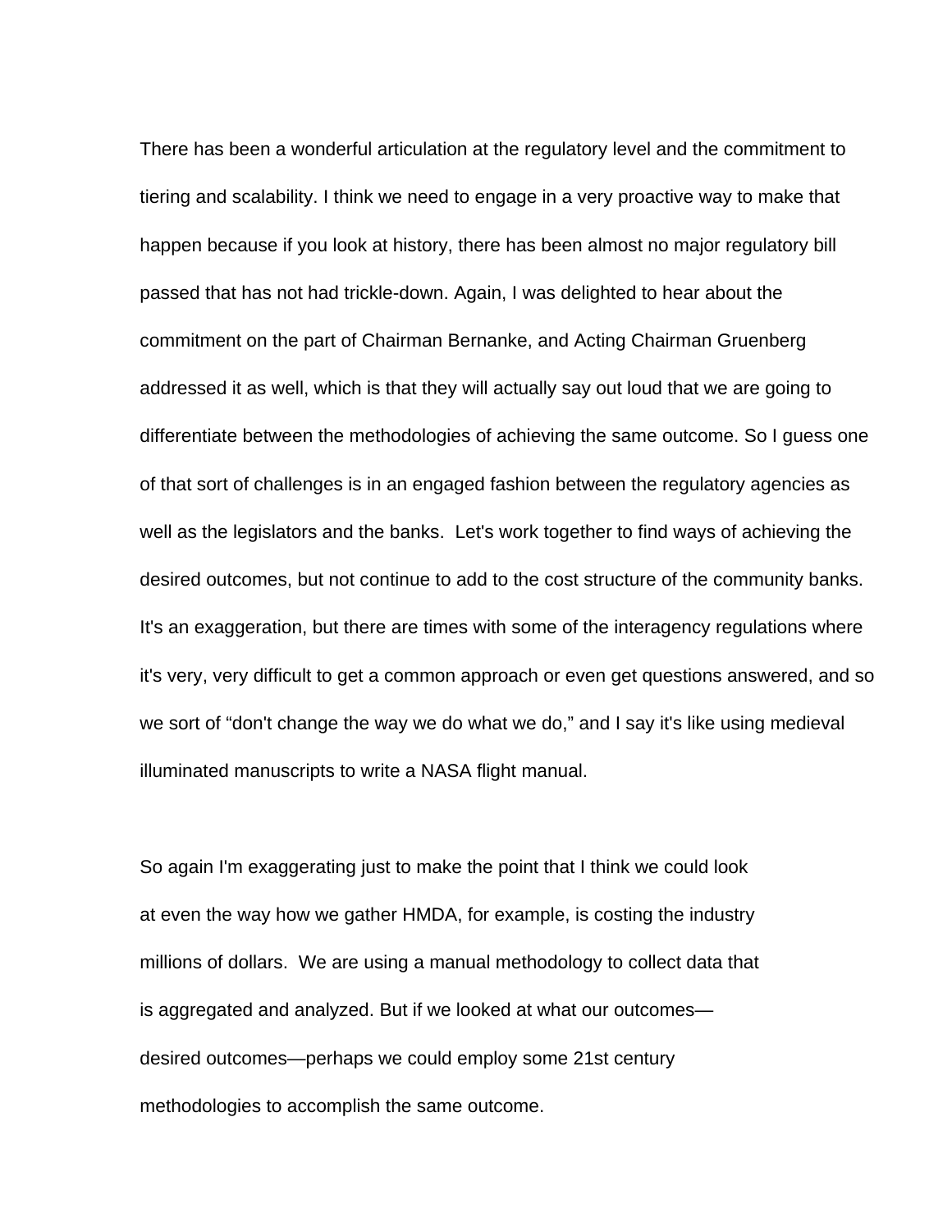There has been a wonderful articulation at the regulatory level and the commitment to tiering and scalability. I think we need to engage in a very proactive way to make that happen because if you look at history, there has been almost no major regulatory bill passed that has not had trickle-down. Again, I was delighted to hear about the commitment on the part of Chairman Bernanke, and Acting Chairman Gruenberg addressed it as well, which is that they will actually say out loud that we are going to differentiate between the methodologies of achieving the same outcome. So I guess one of that sort of challenges is in an engaged fashion between the regulatory agencies as well as the legislators and the banks. Let's work together to find ways of achieving the desired outcomes, but not continue to add to the cost structure of the community banks. It's an exaggeration, but there are times with some of the interagency regulations where it's very, very difficult to get a common approach or even get questions answered, and so we sort of "don't change the way we do what we do," and I say it's like using medieval illuminated manuscripts to write a NASA flight manual.

So again I'm exaggerating just to make the point that I think we could look at even the way how we gather HMDA, for example, is costing the industry millions of dollars. We are using a manual methodology to collect data that is aggregated and analyzed. But if we looked at what our outcomes—desired outcomes—perhaps we could employ some 21st century methodologies to accomplish the same outcome.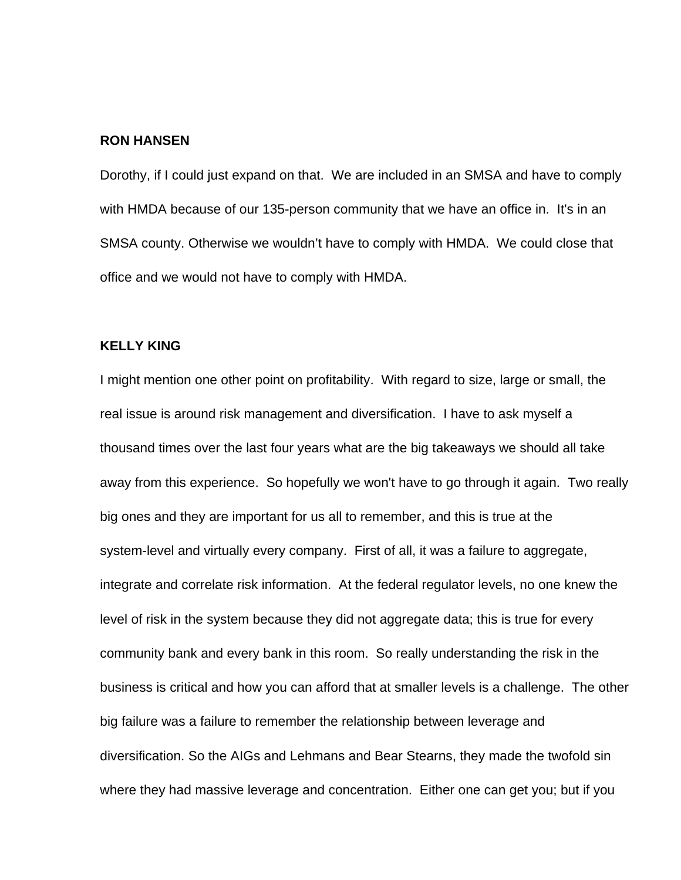**RON HANSEN**

Dorothy, if I could just expand on that. We are included in an SMSA and have to comply with HMDA because of our 135-person community that we have an office in. It's in an SMSA county. Otherwise we wouldn't have to comply with HMDA. We could close that office and we would not have to comply with HMDA.

**KELLY KING**

I might mention one other point on profitability. With regard to size, large or small, the real issue is around risk management and diversification. I have to ask myself a thousand times over the last four years what are the big takeaways we should all take away from this experience. So hopefully we won't have to go through it again. Two really big ones and they are important for us all to remember, and this is true at the system-level and virtually every company. First of all, it was a failure to aggregate, integrate and correlate risk information. At the federal regulator levels, no one knew the level of risk in the system because they did not aggregate data; this is true for every community bank and every bank in this room. So really understanding the risk in the business is critical and how you can afford that at smaller levels is a challenge. The other big failure was a failure to remember the relationship between leverage and diversification. So the AIGs and Lehmans and Bear Stearns, they made the twofold sin where they had massive leverage and concentration. Either one can get you; but if you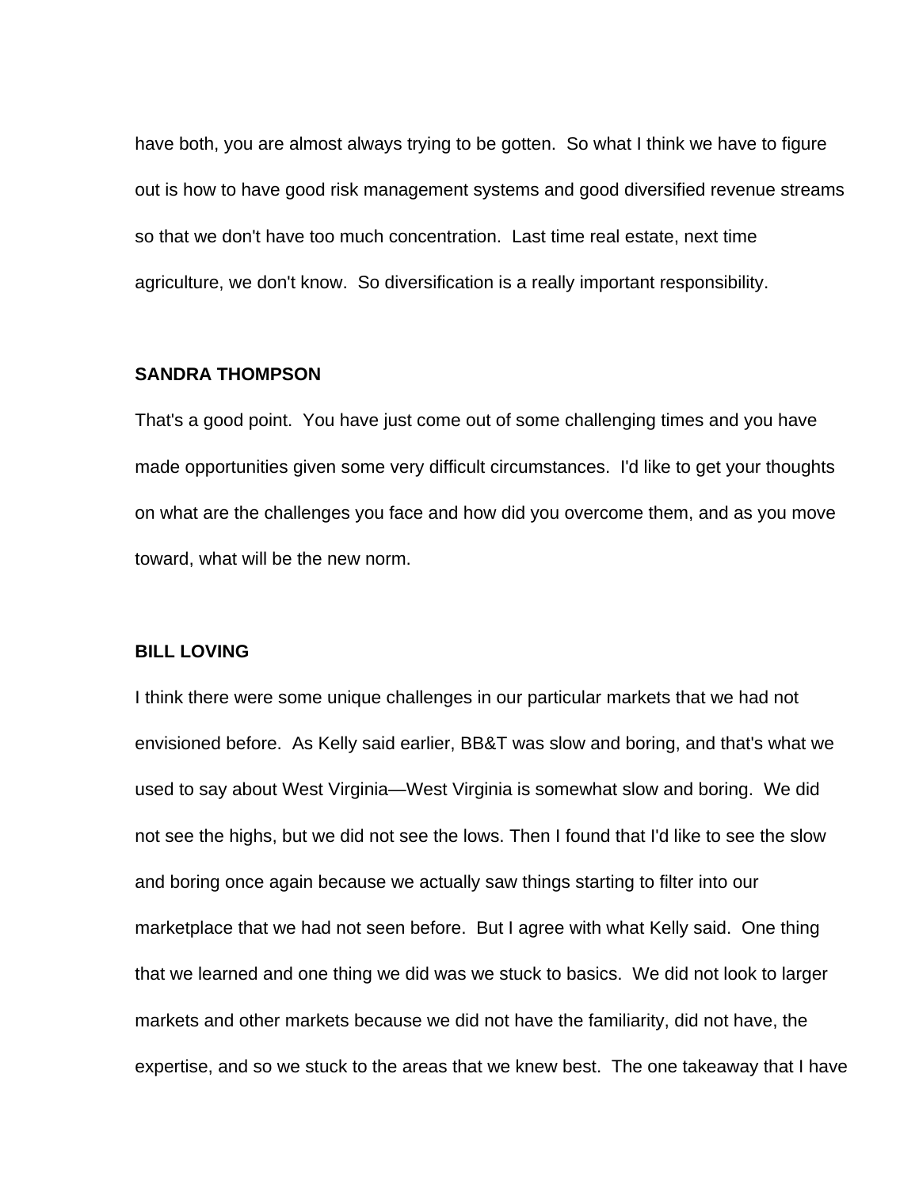have both, you are almost always trying to be gotten. So what I think we have to figure out is how to have good risk management systems and good diversified revenue streams so that we don't have too much concentration. Last time real estate, next time agriculture, we don't know. So diversification is a really important responsibility.

**SANDRA THOMPSON**

That's a good point. You have just come out of some challenging times and you have made opportunities given some very difficult circumstances. I'd like to get your thoughts on what are the challenges you face and how did you overcome them, and as you move toward, what will be the new norm.

**BILL LOVING**

I think there were some unique challenges in our particular markets that we had not envisioned before. As Kelly said earlier, BB&T was slow and boring, and that's what we used to say about West Virginia—West Virginia is somewhat slow and boring. We did not see the highs, but we did not see the lows. Then I found that I'd like to see the slow and boring once again because we actually saw things starting to filter into our marketplace that we had not seen before. But I agree with what Kelly said. One thing that we learned and one thing we did was we stuck to basics. We did not look to larger markets and other markets because we did not have the familiarity, did not have, the expertise, and so we stuck to the areas that we knew best. The one takeaway that I have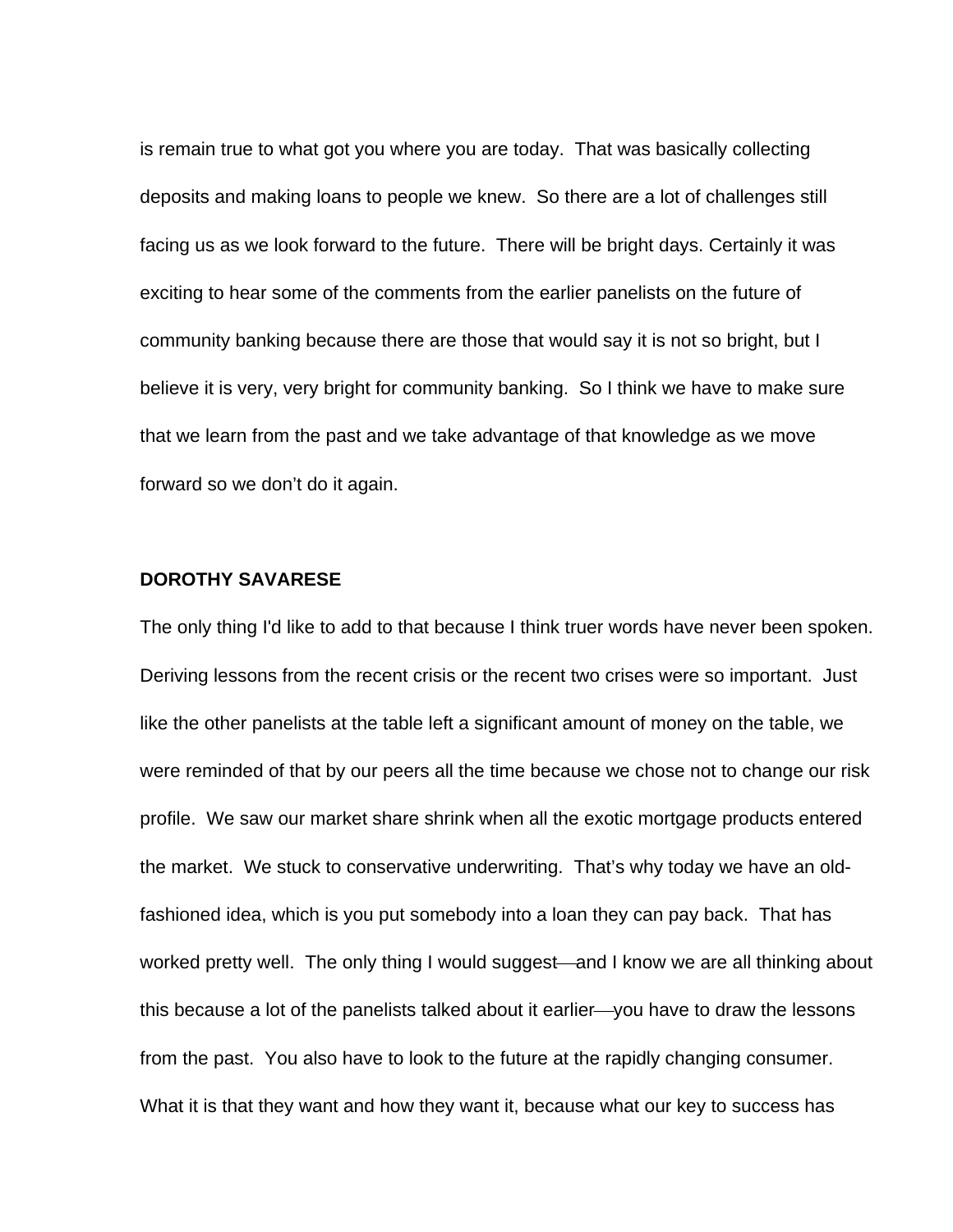is remain true to what got you where you are today. That was basically collecting deposits and making loans to people we knew. So there are a lot of challenges still facing us as we look forward to the future. There will be bright days. Certainly it was exciting to hear some of the comments from the earlier panelists on the future of community banking because there are those that would say it is not so bright, but I believe it is very, very bright for community banking. So I think we have to make sure that we learn from the past and we take advantage of that knowledge as we move forward so we don't do it again.

**DOROTHY SAVARESE**

The only thing I'd like to add to that because I think truer words have never been spoken. Deriving lessons from the recent crisis or the recent two crises were so important. Just like the other panelists at the table left a significant amount of money on the table, we were reminded of that by our peers all the time because we chose not to change our risk profile. We saw our market share shrink when all the exotic mortgage products entered the market. We stuck to conservative underwriting. That's why today we have an old-fashioned idea, which is you put somebody into a loan they can pay back. That has worked pretty well. The only thing I would suggest—and I know we are all thinking about this because a lot of the panelists talked about it earlier—you have to draw the lessons from the past. You also have to look to the future at the rapidly changing consumer. What it is that they want and how they want it, because what our key to success has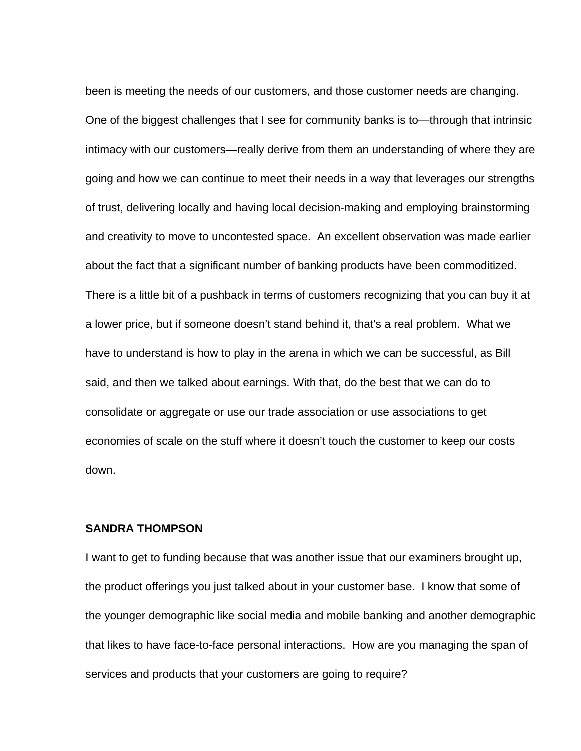been is meeting the needs of our customers, and those customer needs are changing. One of the biggest challenges that I see for community banks is to—through that intrinsic intimacy with our customers—really derive from them an understanding of where they are going and how we can continue to meet their needs in a way that leverages our strengths of trust, delivering locally and having local decision-making and employing brainstorming and creativity to move to uncontested space. An excellent observation was made earlier about the fact that a significant number of banking products have been commoditized. There is a little bit of a pushback in terms of customers recognizing that you can buy it at a lower price, but if someone doesn't stand behind it, that's a real problem. What we have to understand is how to play in the arena in which we can be successful, as Bill said, and then we talked about earnings. With that, do the best that we can do to consolidate or aggregate or use our trade association or use associations to get economies of scale on the stuff where it doesn't touch the customer to keep our costs down.

**SANDRA THOMPSON**

I want to get to funding because that was another issue that our examiners brought up, the product offerings you just talked about in your customer base. I know that some of the younger demographic like social media and mobile banking and another demographic that likes to have face-to-face personal interactions. How are you managing the span of services and products that your customers are going to require?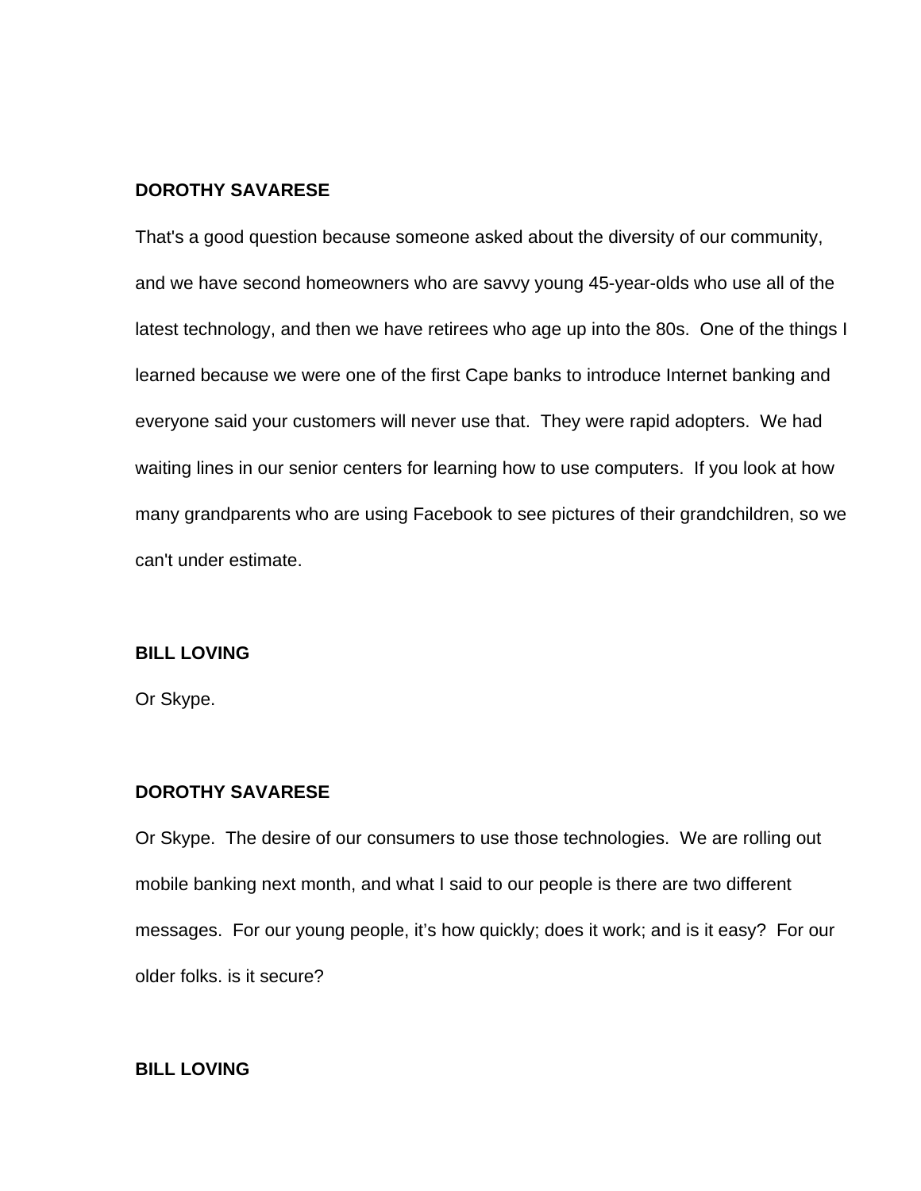**DOROTHY SAVARESE**

That's a good question because someone asked about the diversity of our community, and we have second homeowners who are savvy young 45-year-olds who use all of the latest technology, and then we have retirees who age up into the 80s.  One of the things I learned because we were one of the first Cape banks to introduce Internet banking and everyone said your customers will never use that.  They were rapid adopters.  We had waiting lines in our senior centers for learning how to use computers.  If you look at how many grandparents who are using Facebook to see pictures of their grandchildren, so we can't under estimate.

**BILL LOVING**

Or Skype.

**DOROTHY SAVARESE**

Or Skype.  The desire of our consumers to use those technologies.  We are rolling out mobile banking next month, and what I said to our people is there are two different messages.  For our young people, it's how quickly; does it work; and is it easy?  For our older folks. is it secure?

**BILL LOVING**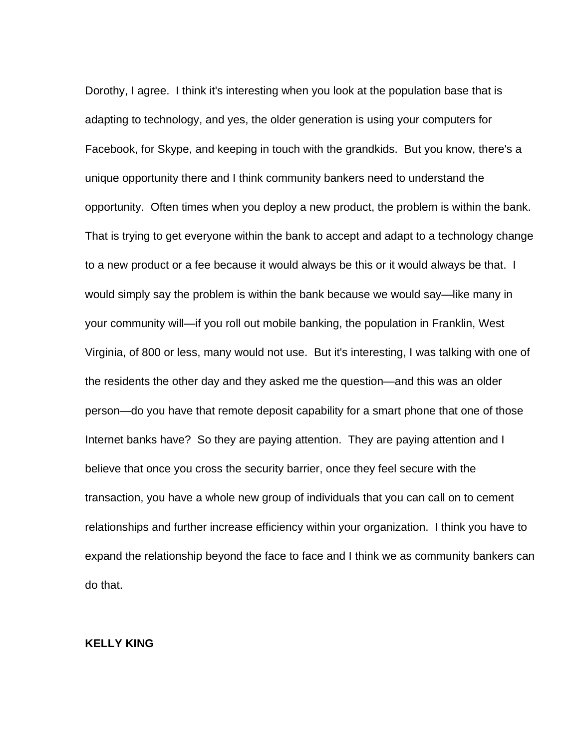Dorothy, I agree. I think it's interesting when you look at the population base that is adapting to technology, and yes, the older generation is using your computers for Facebook, for Skype, and keeping in touch with the grandkids. But you know, there's a unique opportunity there and I think community bankers need to understand the opportunity. Often times when you deploy a new product, the problem is within the bank. That is trying to get everyone within the bank to accept and adapt to a technology change to a new product or a fee because it would always be this or it would always be that. I would simply say the problem is within the bank because we would say—like many in your community will—if you roll out mobile banking, the population in Franklin, West Virginia, of 800 or less, many would not use. But it's interesting, I was talking with one of the residents the other day and they asked me the question—and this was an older person—do you have that remote deposit capability for a smart phone that one of those Internet banks have? So they are paying attention. They are paying attention and I believe that once you cross the security barrier, once they feel secure with the transaction, you have a whole new group of individuals that you can call on to cement relationships and further increase efficiency within your organization. I think you have to expand the relationship beyond the face to face and I think we as community bankers can do that.

**KELLY KING**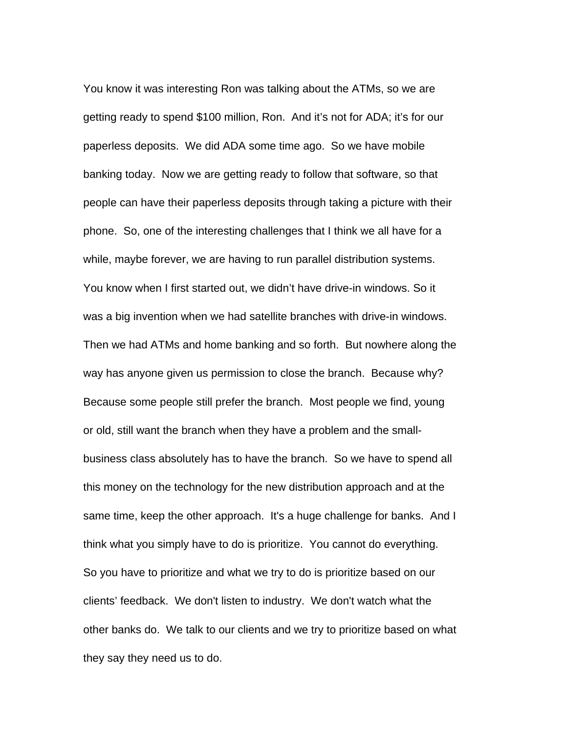You know it was interesting Ron was talking about the ATMs, so we are getting ready to spend $100 million, Ron. And it's not for ADA; it's for our paperless deposits. We did ADA some time ago. So we have mobile banking today. Now we are getting ready to follow that software, so that people can have their paperless deposits through taking a picture with their phone. So, one of the interesting challenges that I think we all have for a while, maybe forever, we are having to run parallel distribution systems. You know when I first started out, we didn't have drive-in windows. So it was a big invention when we had satellite branches with drive-in windows. Then we had ATMs and home banking and so forth. But nowhere along the way has anyone given us permission to close the branch. Because why? Because some people still prefer the branch. Most people we find, young or old, still want the branch when they have a problem and the small-business class absolutely has to have the branch. So we have to spend all this money on the technology for the new distribution approach and at the same time, keep the other approach. It's a huge challenge for banks. And I think what you simply have to do is prioritize. You cannot do everything. So you have to prioritize and what we try to do is prioritize based on our clients' feedback. We don't listen to industry. We don't watch what the other banks do. We talk to our clients and we try to prioritize based on what they say they need us to do.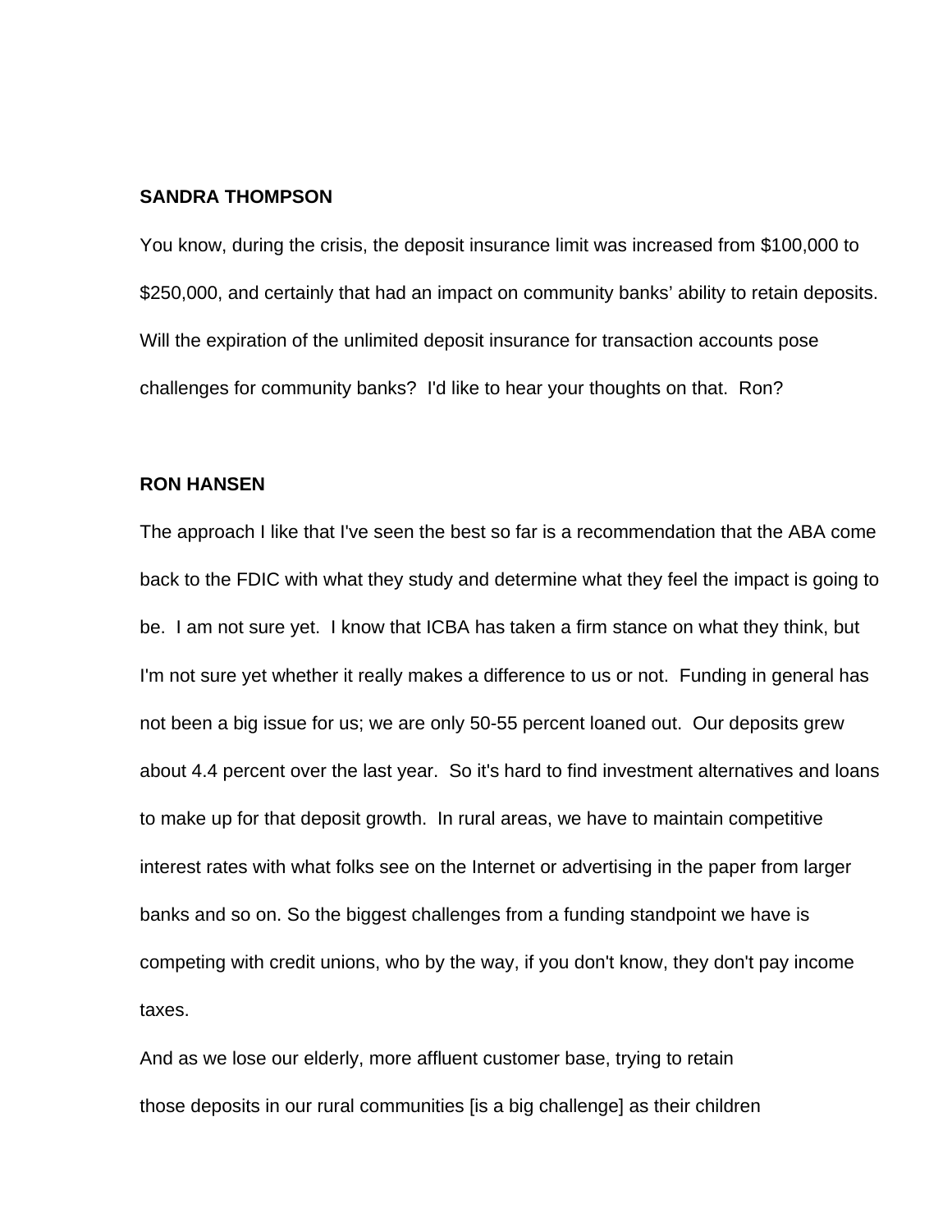**SANDRA THOMPSON**

You know, during the crisis, the deposit insurance limit was increased from $100,000 to $250,000, and certainly that had an impact on community banks' ability to retain deposits. Will the expiration of the unlimited deposit insurance for transaction accounts pose challenges for community banks? I'd like to hear your thoughts on that. Ron?

**RON HANSEN**

The approach I like that I've seen the best so far is a recommendation that the ABA come back to the FDIC with what they study and determine what they feel the impact is going to be. I am not sure yet. I know that ICBA has taken a firm stance on what they think, but I'm not sure yet whether it really makes a difference to us or not. Funding in general has not been a big issue for us; we are only 50-55 percent loaned out. Our deposits grew about 4.4 percent over the last year. So it's hard to find investment alternatives and loans to make up for that deposit growth. In rural areas, we have to maintain competitive interest rates with what folks see on the Internet or advertising in the paper from larger banks and so on. So the biggest challenges from a funding standpoint we have is competing with credit unions, who by the way, if you don't know, they don't pay income taxes.

And as we lose our elderly, more affluent customer base, trying to retain those deposits in our rural communities [is a big challenge] as their children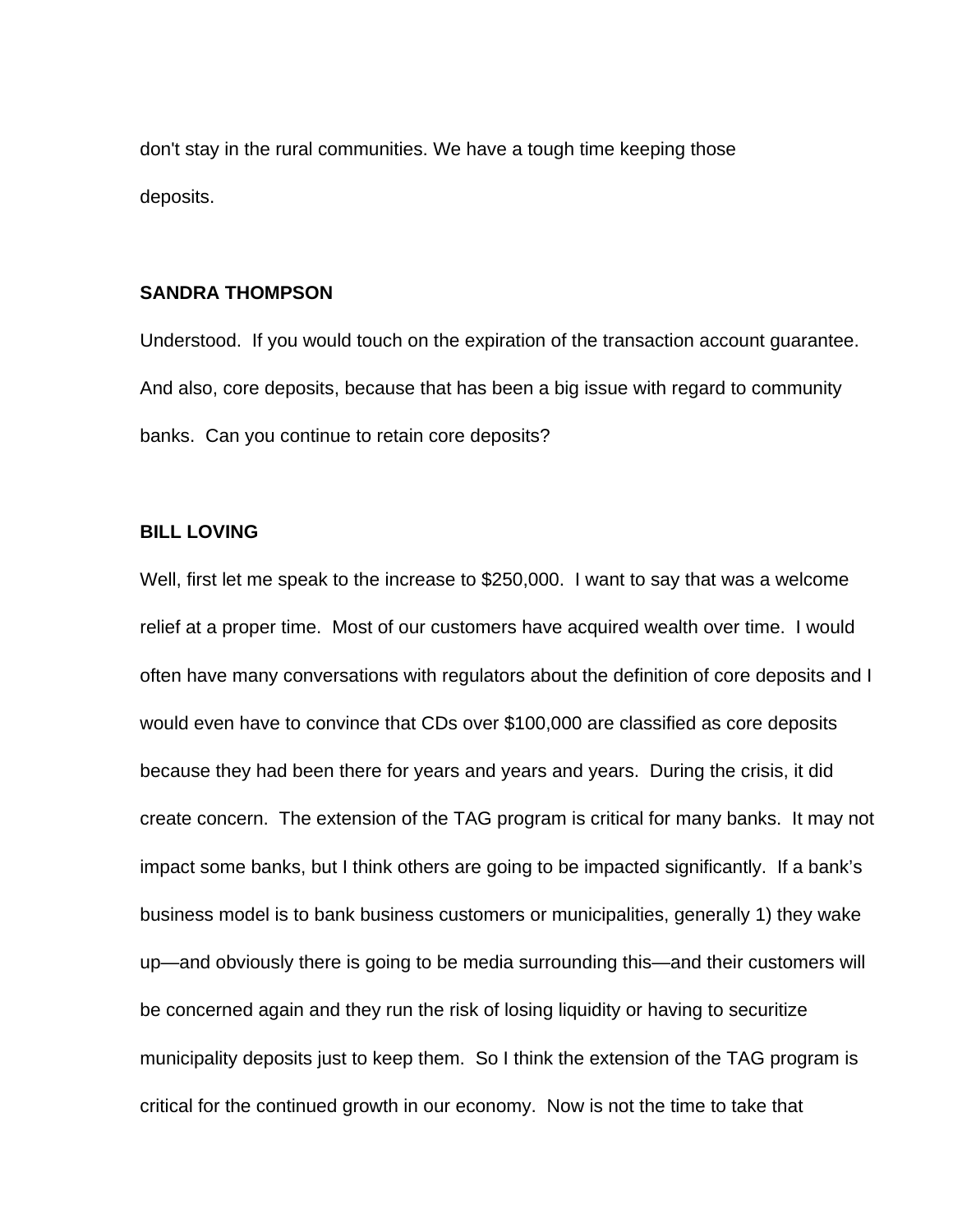don't stay in the rural communities. We have a tough time keeping those deposits.

**SANDRA THOMPSON**

Understood. If you would touch on the expiration of the transaction account guarantee. And also, core deposits, because that has been a big issue with regard to community banks. Can you continue to retain core deposits?

**BILL LOVING**

Well, first let me speak to the increase to $250,000. I want to say that was a welcome relief at a proper time. Most of our customers have acquired wealth over time. I would often have many conversations with regulators about the definition of core deposits and I would even have to convince that CDs over $100,000 are classified as core deposits because they had been there for years and years and years. During the crisis, it did create concern. The extension of the TAG program is critical for many banks. It may not impact some banks, but I think others are going to be impacted significantly. If a bank's business model is to bank business customers or municipalities, generally 1) they wake up—and obviously there is going to be media surrounding this—and their customers will be concerned again and they run the risk of losing liquidity or having to securitize municipality deposits just to keep them. So I think the extension of the TAG program is critical for the continued growth in our economy. Now is not the time to take that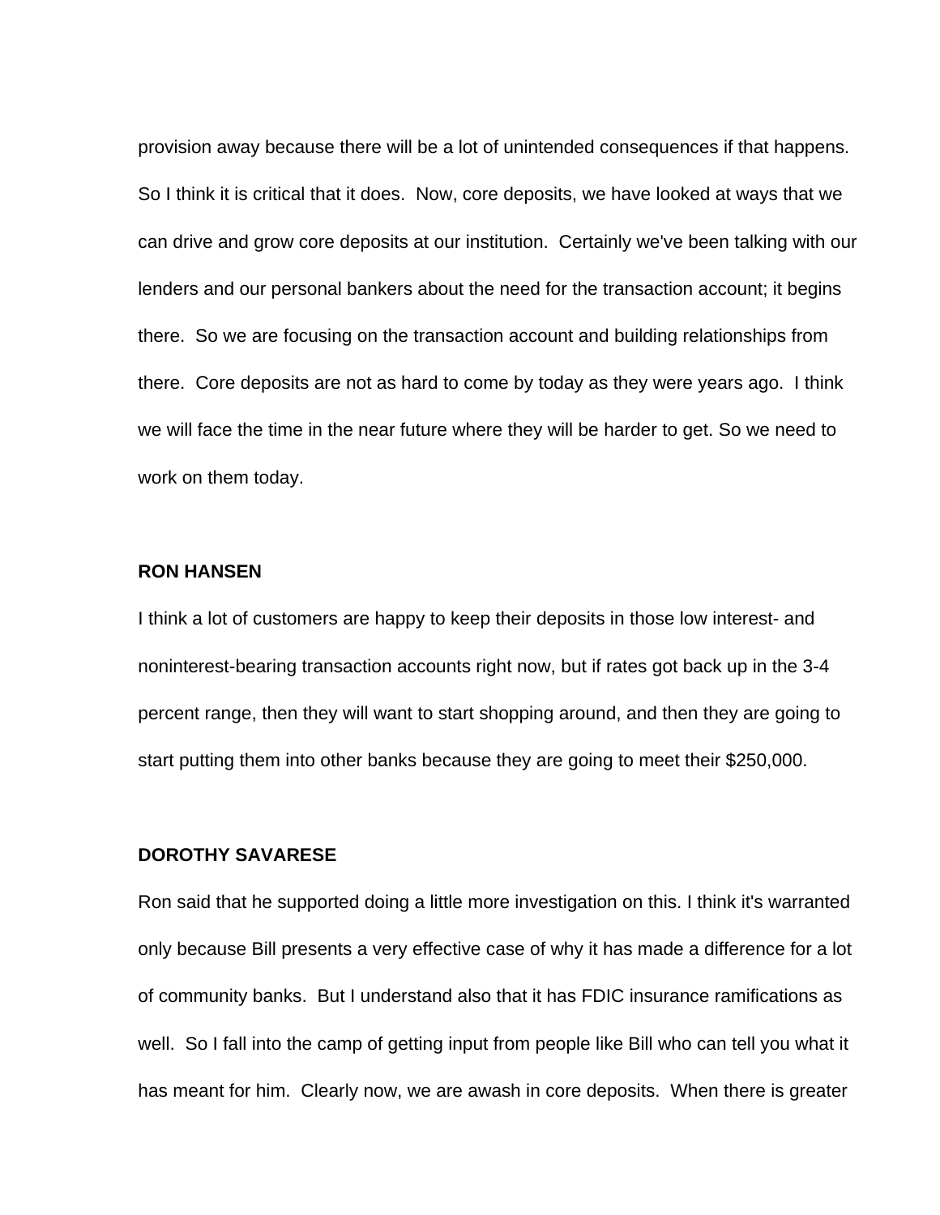provision away because there will be a lot of unintended consequences if that happens. So I think it is critical that it does. Now, core deposits, we have looked at ways that we can drive and grow core deposits at our institution. Certainly we've been talking with our lenders and our personal bankers about the need for the transaction account; it begins there. So we are focusing on the transaction account and building relationships from there. Core deposits are not as hard to come by today as they were years ago. I think we will face the time in the near future where they will be harder to get. So we need to work on them today.

**RON HANSEN**

I think a lot of customers are happy to keep their deposits in those low interest- and noninterest-bearing transaction accounts right now, but if rates got back up in the 3-4 percent range, then they will want to start shopping around, and then they are going to start putting them into other banks because they are going to meet their $250,000.

**DOROTHY SAVARESE**

Ron said that he supported doing a little more investigation on this. I think it's warranted only because Bill presents a very effective case of why it has made a difference for a lot of community banks. But I understand also that it has FDIC insurance ramifications as well. So I fall into the camp of getting input from people like Bill who can tell you what it has meant for him. Clearly now, we are awash in core deposits. When there is greater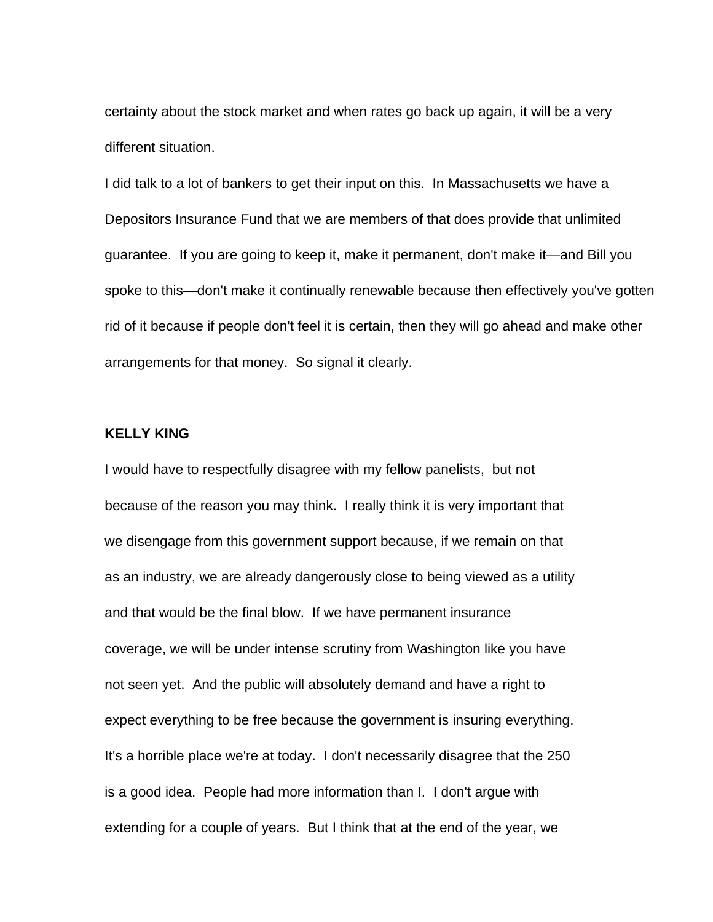certainty about the stock market and when rates go back up again, it will be a very different situation.

I did talk to a lot of bankers to get their input on this. In Massachusetts we have a Depositors Insurance Fund that we are members of that does provide that unlimited guarantee. If you are going to keep it, make it permanent, don't make it—and Bill you spoke to this—don't make it continually renewable because then effectively you've gotten rid of it because if people don't feel it is certain, then they will go ahead and make other arrangements for that money. So signal it clearly.

**KELLY KING**

I would have to respectfully disagree with my fellow panelists, but not because of the reason you may think. I really think it is very important that we disengage from this government support because, if we remain on that as an industry, we are already dangerously close to being viewed as a utility and that would be the final blow. If we have permanent insurance coverage, we will be under intense scrutiny from Washington like you have not seen yet. And the public will absolutely demand and have a right to expect everything to be free because the government is insuring everything. It's a horrible place we're at today. I don't necessarily disagree that the 250 is a good idea. People had more information than I. I don't argue with extending for a couple of years. But I think that at the end of the year, we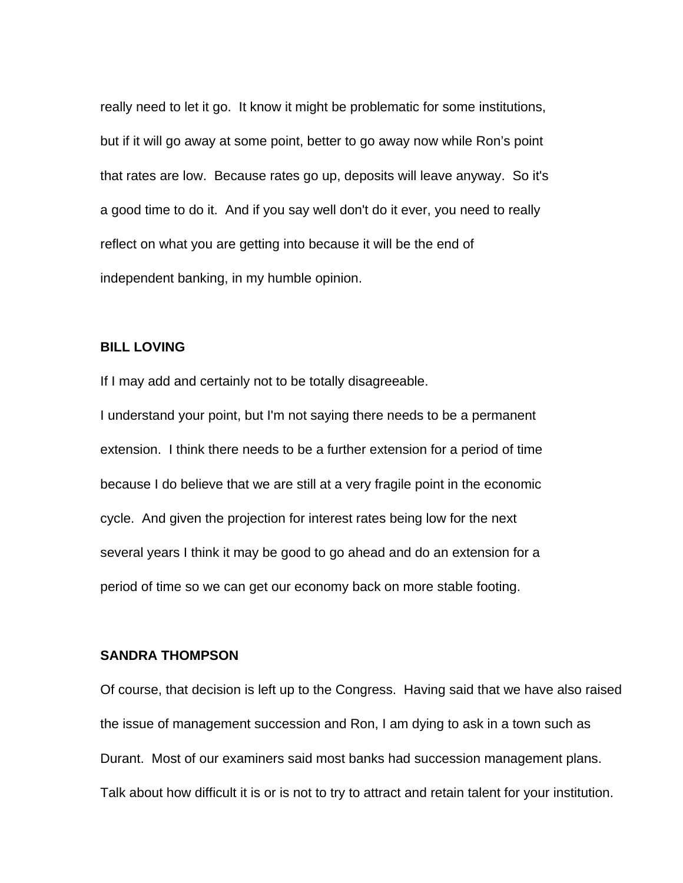really need to let it go. It know it might be problematic for some institutions, but if it will go away at some point, better to go away now while Ron's point that rates are low. Because rates go up, deposits will leave anyway. So it's a good time to do it. And if you say well don't do it ever, you need to really reflect on what you are getting into because it will be the end of independent banking, in my humble opinion.

**BILL LOVING**

If I may add and certainly not to be totally disagreeable.

I understand your point, but I'm not saying there needs to be a permanent extension. I think there needs to be a further extension for a period of time because I do believe that we are still at a very fragile point in the economic cycle. And given the projection for interest rates being low for the next several years I think it may be good to go ahead and do an extension for a period of time so we can get our economy back on more stable footing.

**SANDRA THOMPSON**

Of course, that decision is left up to the Congress. Having said that we have also raised the issue of management succession and Ron, I am dying to ask in a town such as Durant. Most of our examiners said most banks had succession management plans. Talk about how difficult it is or is not to try to attract and retain talent for your institution.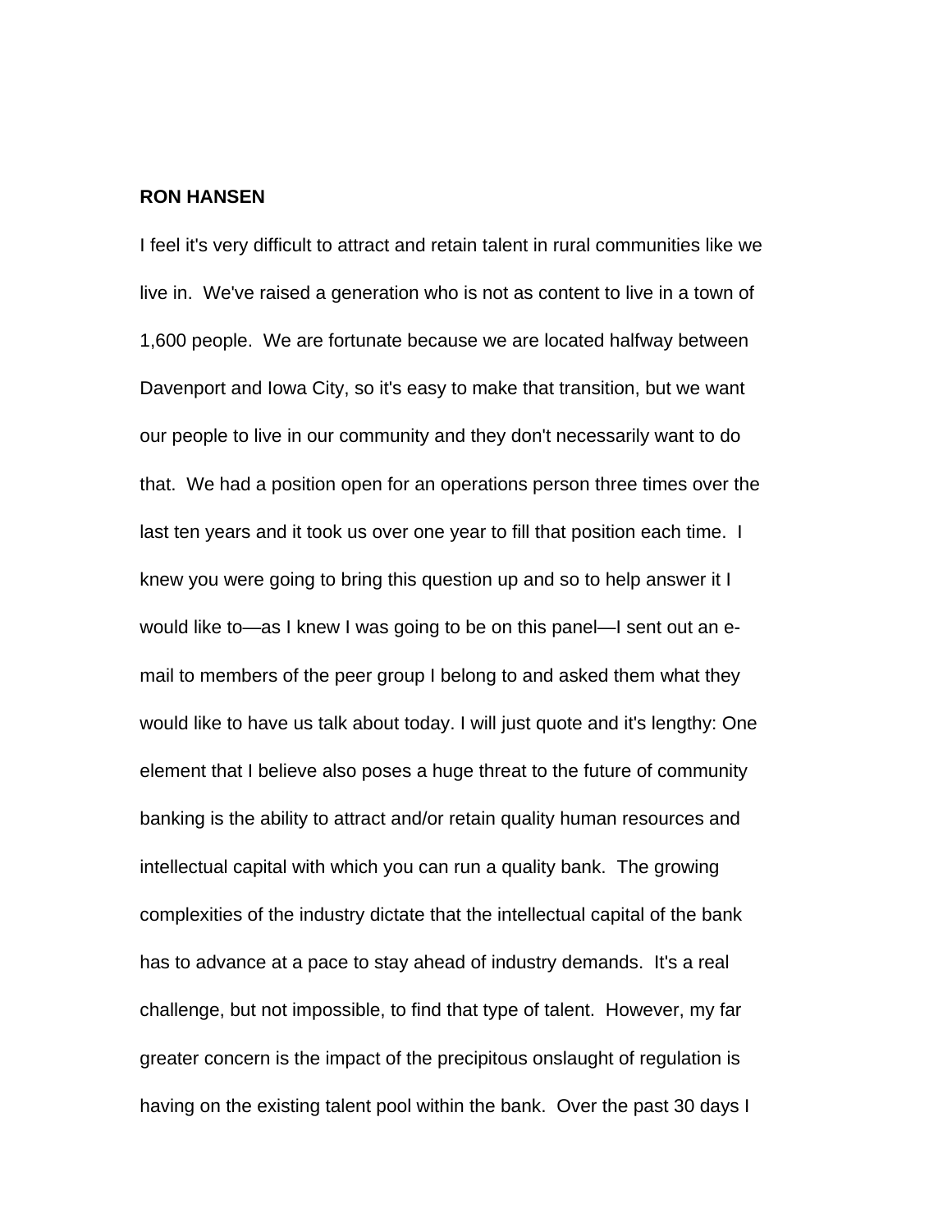**RON HANSEN**

I feel it's very difficult to attract and retain talent in rural communities like we live in. We've raised a generation who is not as content to live in a town of 1,600 people. We are fortunate because we are located halfway between Davenport and Iowa City, so it's easy to make that transition, but we want our people to live in our community and they don't necessarily want to do that. We had a position open for an operations person three times over the last ten years and it took us over one year to fill that position each time. I knew you were going to bring this question up and so to help answer it I would like to—as I knew I was going to be on this panel—I sent out an e-mail to members of the peer group I belong to and asked them what they would like to have us talk about today. I will just quote and it's lengthy: One element that I believe also poses a huge threat to the future of community banking is the ability to attract and/or retain quality human resources and intellectual capital with which you can run a quality bank. The growing complexities of the industry dictate that the intellectual capital of the bank has to advance at a pace to stay ahead of industry demands. It's a real challenge, but not impossible, to find that type of talent. However, my far greater concern is the impact of the precipitous onslaught of regulation is having on the existing talent pool within the bank. Over the past 30 days I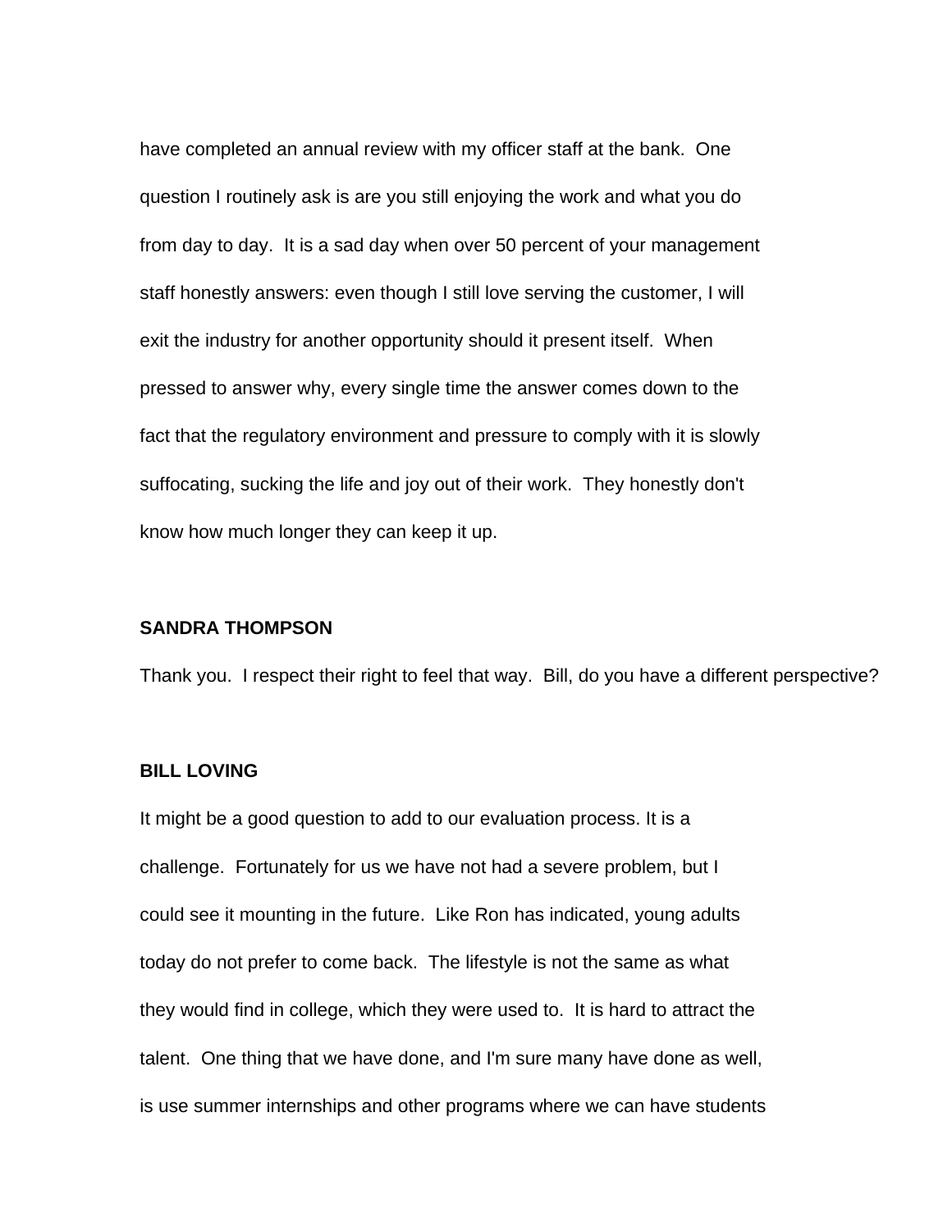have completed an annual review with my officer staff at the bank. One question I routinely ask is are you still enjoying the work and what you do from day to day. It is a sad day when over 50 percent of your management staff honestly answers: even though I still love serving the customer, I will exit the industry for another opportunity should it present itself. When pressed to answer why, every single time the answer comes down to the fact that the regulatory environment and pressure to comply with it is slowly suffocating, sucking the life and joy out of their work. They honestly don't know how much longer they can keep it up.

**SANDRA THOMPSON**

Thank you. I respect their right to feel that way. Bill, do you have a different perspective?

**BILL LOVING**

It might be a good question to add to our evaluation process. It is a challenge. Fortunately for us we have not had a severe problem, but I could see it mounting in the future. Like Ron has indicated, young adults today do not prefer to come back. The lifestyle is not the same as what they would find in college, which they were used to. It is hard to attract the talent. One thing that we have done, and I'm sure many have done as well, is use summer internships and other programs where we can have students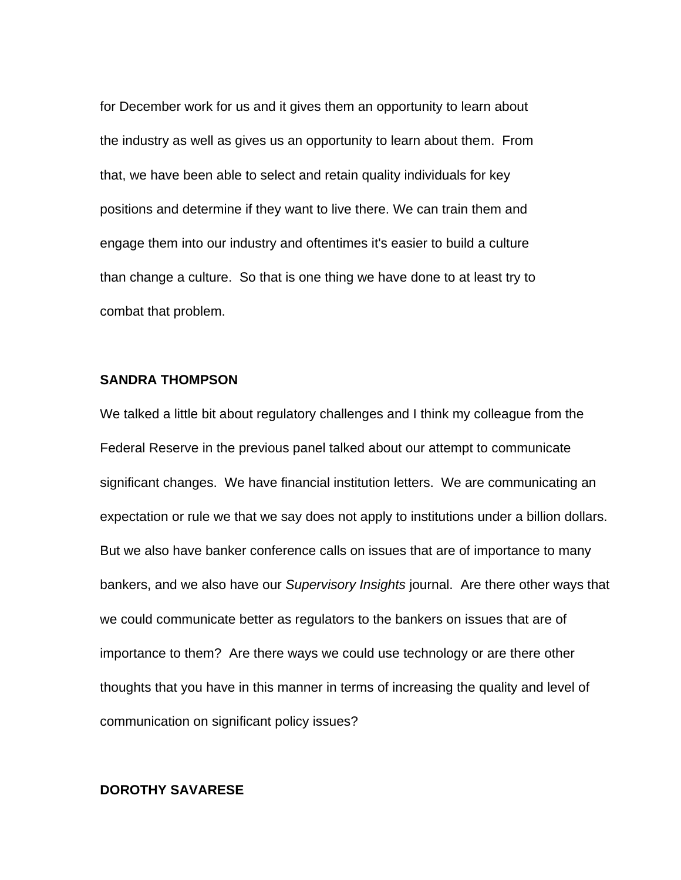for December work for us and it gives them an opportunity to learn about the industry as well as gives us an opportunity to learn about them. From that, we have been able to select and retain quality individuals for key positions and determine if they want to live there. We can train them and engage them into our industry and oftentimes it's easier to build a culture than change a culture. So that is one thing we have done to at least try to combat that problem.

**SANDRA THOMPSON**

We talked a little bit about regulatory challenges and I think my colleague from the Federal Reserve in the previous panel talked about our attempt to communicate significant changes. We have financial institution letters. We are communicating an expectation or rule we that we say does not apply to institutions under a billion dollars. But we also have banker conference calls on issues that are of importance to many bankers, and we also have our *Supervisory Insights* journal. Are there other ways that we could communicate better as regulators to the bankers on issues that are of importance to them? Are there ways we could use technology or are there other thoughts that you have in this manner in terms of increasing the quality and level of communication on significant policy issues?

**DOROTHY SAVARESE**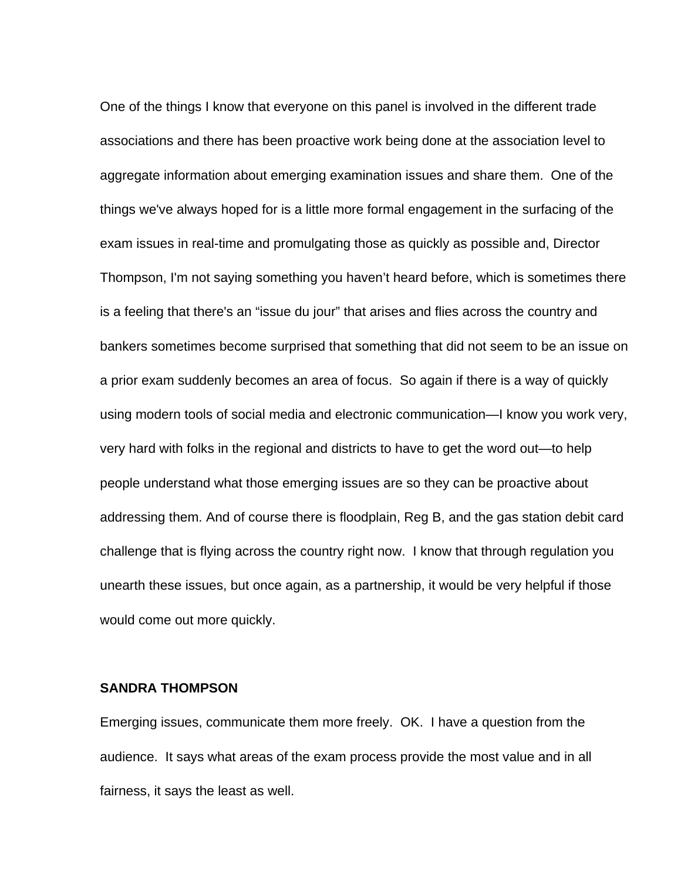One of the things I know that everyone on this panel is involved in the different trade associations and there has been proactive work being done at the association level to aggregate information about emerging examination issues and share them. One of the things we've always hoped for is a little more formal engagement in the surfacing of the exam issues in real-time and promulgating those as quickly as possible and, Director Thompson, I'm not saying something you haven't heard before, which is sometimes there is a feeling that there's an "issue du jour" that arises and flies across the country and bankers sometimes become surprised that something that did not seem to be an issue on a prior exam suddenly becomes an area of focus. So again if there is a way of quickly using modern tools of social media and electronic communication—I know you work very, very hard with folks in the regional and districts to have to get the word out—to help people understand what those emerging issues are so they can be proactive about addressing them. And of course there is floodplain, Reg B, and the gas station debit card challenge that is flying across the country right now. I know that through regulation you unearth these issues, but once again, as a partnership, it would be very helpful if those would come out more quickly.

**SANDRA THOMPSON**

Emerging issues, communicate them more freely. OK. I have a question from the audience. It says what areas of the exam process provide the most value and in all fairness, it says the least as well.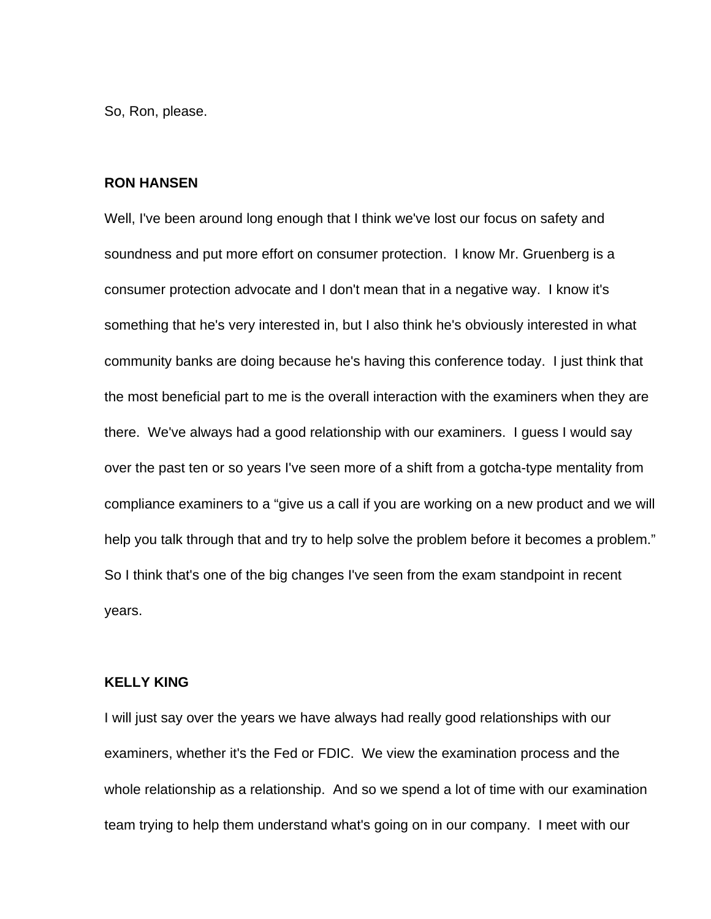So, Ron, please.

**RON HANSEN**

Well, I've been around long enough that I think we've lost our focus on safety and soundness and put more effort on consumer protection. I know Mr. Gruenberg is a consumer protection advocate and I don't mean that in a negative way. I know it's something that he's very interested in, but I also think he's obviously interested in what community banks are doing because he's having this conference today. I just think that the most beneficial part to me is the overall interaction with the examiners when they are there. We've always had a good relationship with our examiners. I guess I would say over the past ten or so years I've seen more of a shift from a gotcha-type mentality from compliance examiners to a "give us a call if you are working on a new product and we will help you talk through that and try to help solve the problem before it becomes a problem." So I think that's one of the big changes I've seen from the exam standpoint in recent years.

**KELLY KING**

I will just say over the years we have always had really good relationships with our examiners, whether it's the Fed or FDIC. We view the examination process and the whole relationship as a relationship. And so we spend a lot of time with our examination team trying to help them understand what's going on in our company. I meet with our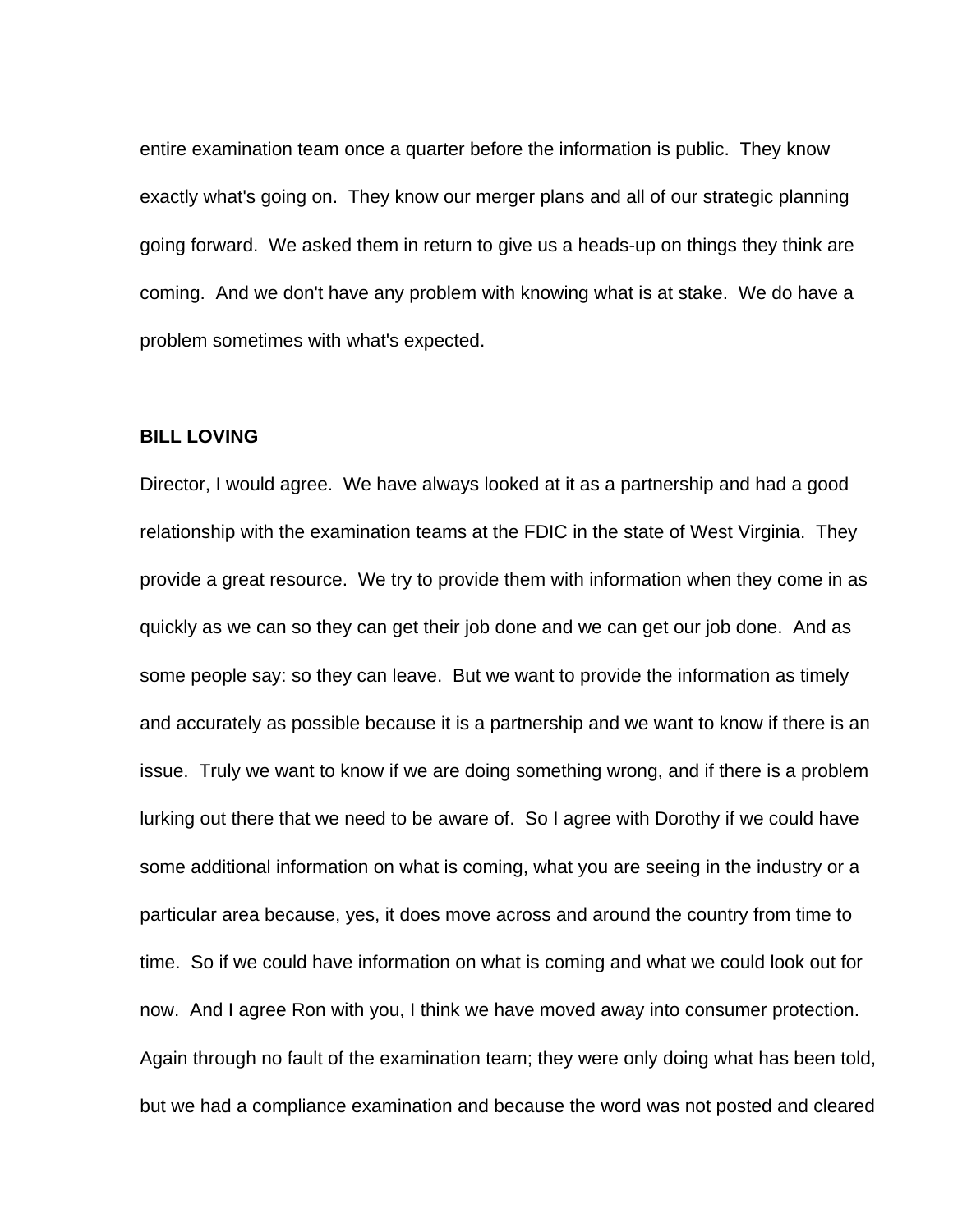entire examination team once a quarter before the information is public. They know exactly what's going on. They know our merger plans and all of our strategic planning going forward. We asked them in return to give us a heads-up on things they think are coming. And we don't have any problem with knowing what is at stake. We do have a problem sometimes with what's expected.

**BILL LOVING**

Director, I would agree. We have always looked at it as a partnership and had a good relationship with the examination teams at the FDIC in the state of West Virginia. They provide a great resource. We try to provide them with information when they come in as quickly as we can so they can get their job done and we can get our job done. And as some people say: so they can leave. But we want to provide the information as timely and accurately as possible because it is a partnership and we want to know if there is an issue. Truly we want to know if we are doing something wrong, and if there is a problem lurking out there that we need to be aware of. So I agree with Dorothy if we could have some additional information on what is coming, what you are seeing in the industry or a particular area because, yes, it does move across and around the country from time to time. So if we could have information on what is coming and what we could look out for now. And I agree Ron with you, I think we have moved away into consumer protection. Again through no fault of the examination team; they were only doing what has been told, but we had a compliance examination and because the word was not posted and cleared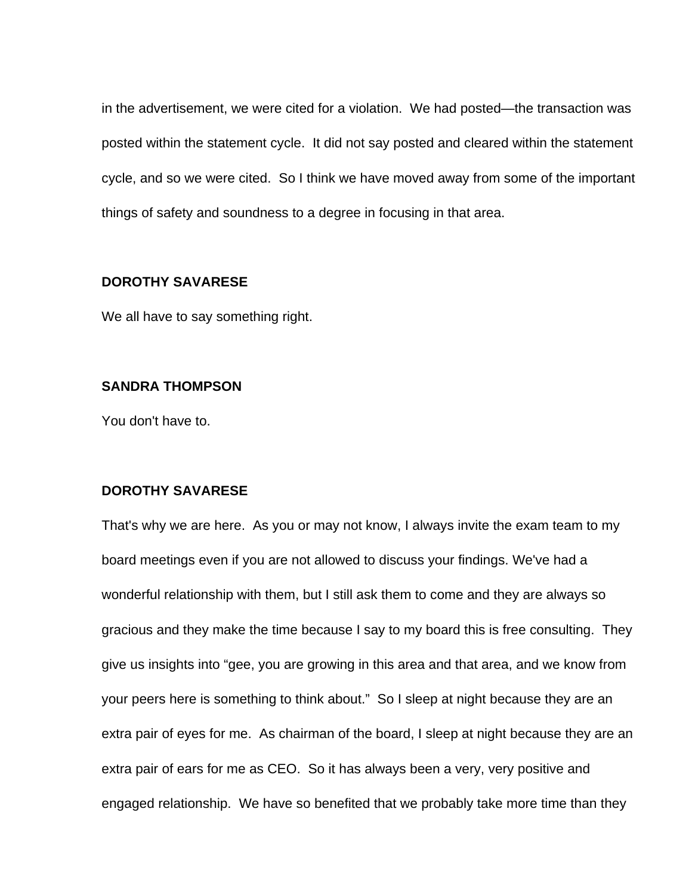in the advertisement, we were cited for a violation. We had posted—the transaction was posted within the statement cycle. It did not say posted and cleared within the statement cycle, and so we were cited. So I think we have moved away from some of the important things of safety and soundness to a degree in focusing in that area.

**DOROTHY SAVARESE**

We all have to say something right.

**SANDRA THOMPSON**

You don't have to.

**DOROTHY SAVARESE**

That's why we are here. As you or may not know, I always invite the exam team to my board meetings even if you are not allowed to discuss your findings. We've had a wonderful relationship with them, but I still ask them to come and they are always so gracious and they make the time because I say to my board this is free consulting. They give us insights into "gee, you are growing in this area and that area, and we know from your peers here is something to think about." So I sleep at night because they are an extra pair of eyes for me. As chairman of the board, I sleep at night because they are an extra pair of ears for me as CEO. So it has always been a very, very positive and engaged relationship. We have so benefited that we probably take more time than they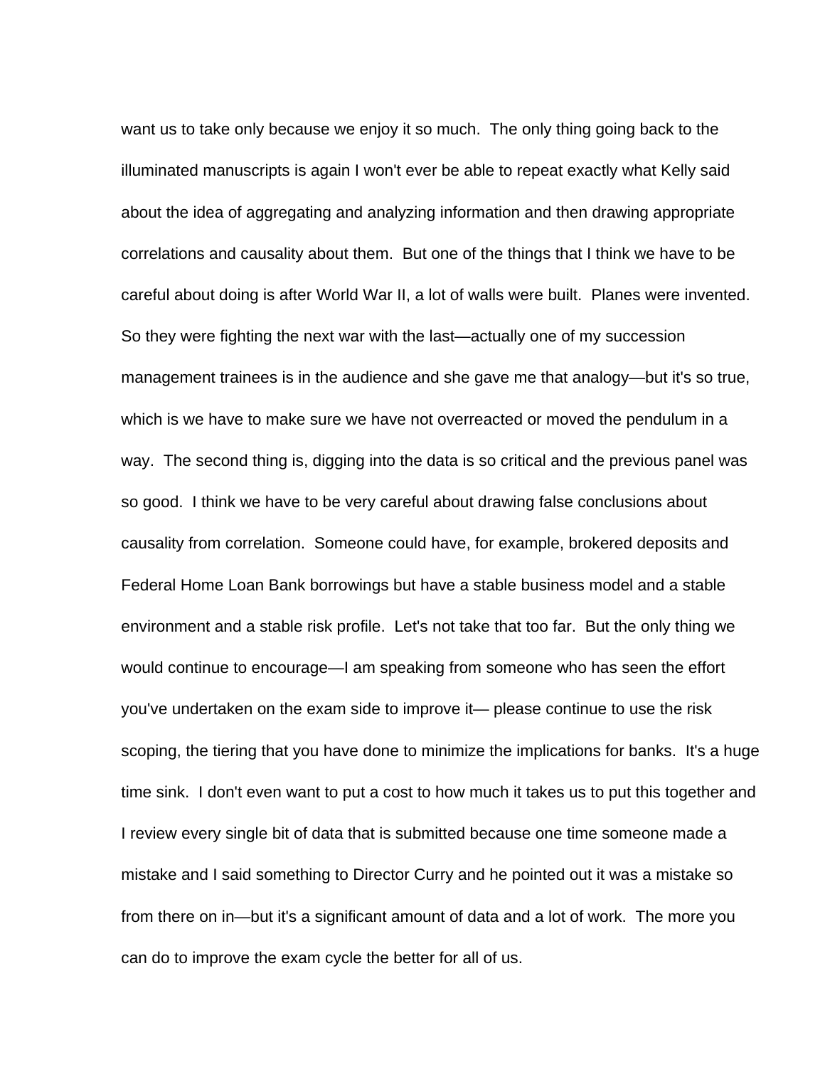want us to take only because we enjoy it so much. The only thing going back to the illuminated manuscripts is again I won't ever be able to repeat exactly what Kelly said about the idea of aggregating and analyzing information and then drawing appropriate correlations and causality about them. But one of the things that I think we have to be careful about doing is after World War II, a lot of walls were built. Planes were invented. So they were fighting the next war with the last—actually one of my succession management trainees is in the audience and she gave me that analogy—but it's so true, which is we have to make sure we have not overreacted or moved the pendulum in a way. The second thing is, digging into the data is so critical and the previous panel was so good. I think we have to be very careful about drawing false conclusions about causality from correlation. Someone could have, for example, brokered deposits and Federal Home Loan Bank borrowings but have a stable business model and a stable environment and a stable risk profile. Let's not take that too far. But the only thing we would continue to encourage—I am speaking from someone who has seen the effort you've undertaken on the exam side to improve it— please continue to use the risk scoping, the tiering that you have done to minimize the implications for banks. It's a huge time sink. I don't even want to put a cost to how much it takes us to put this together and I review every single bit of data that is submitted because one time someone made a mistake and I said something to Director Curry and he pointed out it was a mistake so from there on in—but it's a significant amount of data and a lot of work. The more you can do to improve the exam cycle the better for all of us.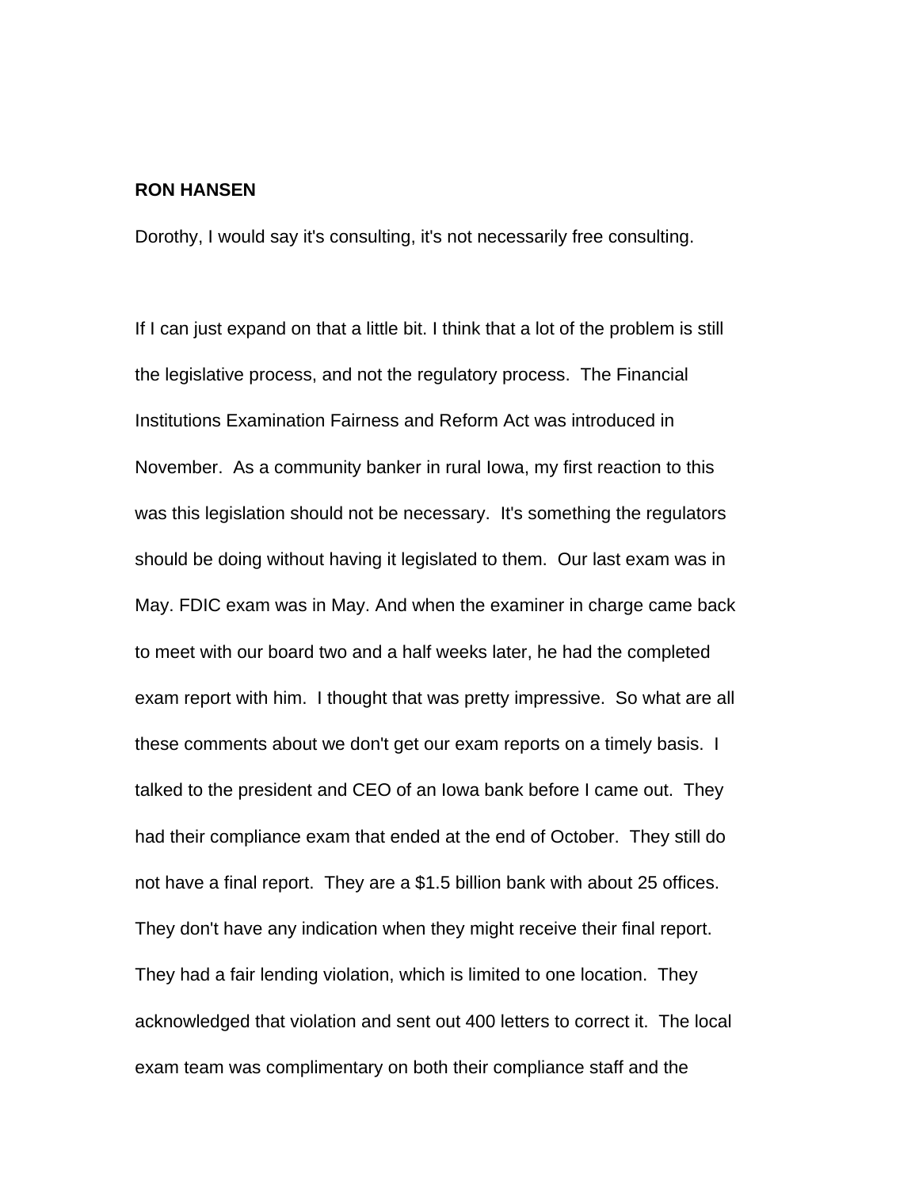**RON HANSEN**

Dorothy, I would say it's consulting, it's not necessarily free consulting.

If I can just expand on that a little bit. I think that a lot of the problem is still the legislative process, and not the regulatory process. The Financial Institutions Examination Fairness and Reform Act was introduced in November. As a community banker in rural Iowa, my first reaction to this was this legislation should not be necessary. It's something the regulators should be doing without having it legislated to them. Our last exam was in May. FDIC exam was in May. And when the examiner in charge came back to meet with our board two and a half weeks later, he had the completed exam report with him. I thought that was pretty impressive. So what are all these comments about we don't get our exam reports on a timely basis. I talked to the president and CEO of an Iowa bank before I came out. They had their compliance exam that ended at the end of October. They still do not have a final report. They are a $1.5 billion bank with about 25 offices. They don't have any indication when they might receive their final report. They had a fair lending violation, which is limited to one location. They acknowledged that violation and sent out 400 letters to correct it. The local exam team was complimentary on both their compliance staff and the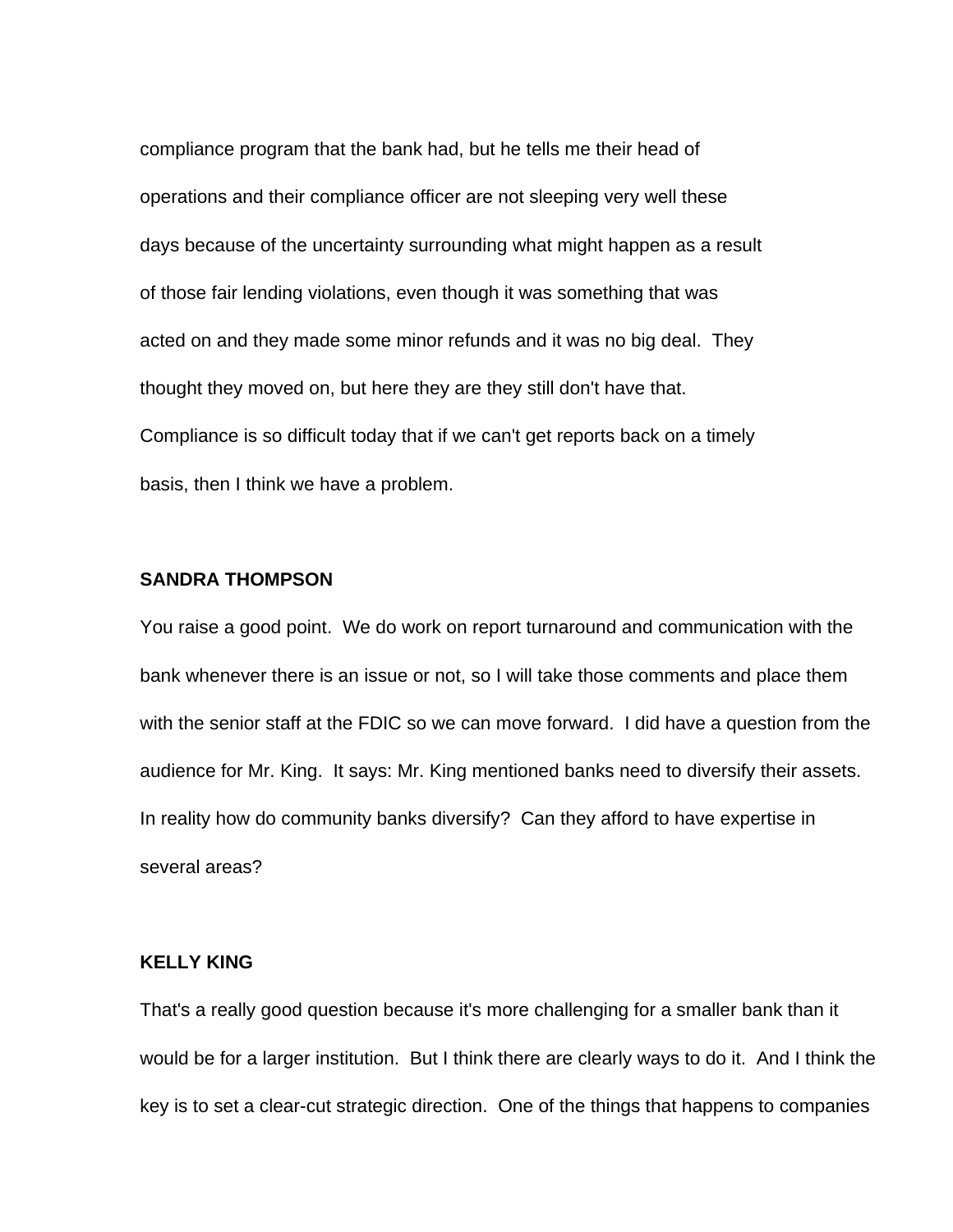compliance program that the bank had, but he tells me their head of operations and their compliance officer are not sleeping very well these days because of the uncertainty surrounding what might happen as a result of those fair lending violations, even though it was something that was acted on and they made some minor refunds and it was no big deal. They thought they moved on, but here they are they still don't have that. Compliance is so difficult today that if we can't get reports back on a timely basis, then I think we have a problem.

**SANDRA THOMPSON**

You raise a good point. We do work on report turnaround and communication with the bank whenever there is an issue or not, so I will take those comments and place them with the senior staff at the FDIC so we can move forward. I did have a question from the audience for Mr. King. It says: Mr. King mentioned banks need to diversify their assets. In reality how do community banks diversify? Can they afford to have expertise in several areas?

**KELLY KING**

That's a really good question because it's more challenging for a smaller bank than it would be for a larger institution. But I think there are clearly ways to do it. And I think the key is to set a clear-cut strategic direction. One of the things that happens to companies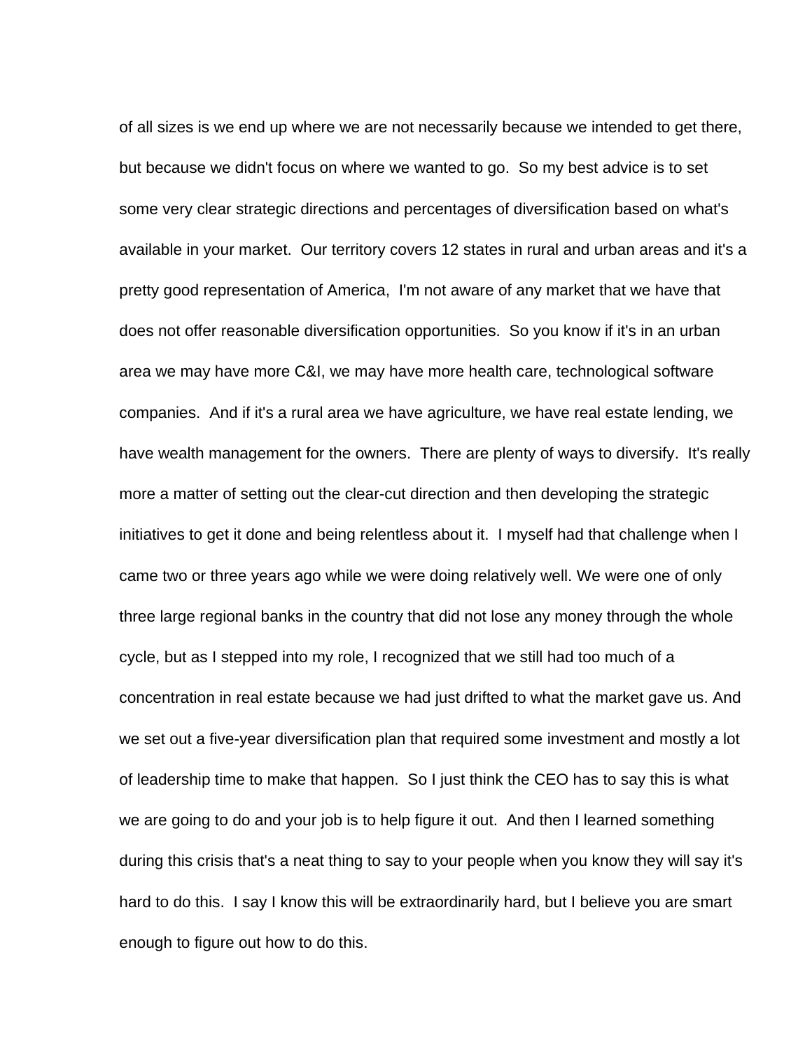of all sizes is we end up where we are not necessarily because we intended to get there, but because we didn't focus on where we wanted to go. So my best advice is to set some very clear strategic directions and percentages of diversification based on what's available in your market. Our territory covers 12 states in rural and urban areas and it's a pretty good representation of America, I'm not aware of any market that we have that does not offer reasonable diversification opportunities. So you know if it's in an urban area we may have more C&I, we may have more health care, technological software companies. And if it's a rural area we have agriculture, we have real estate lending, we have wealth management for the owners. There are plenty of ways to diversify. It's really more a matter of setting out the clear-cut direction and then developing the strategic initiatives to get it done and being relentless about it. I myself had that challenge when I came two or three years ago while we were doing relatively well. We were one of only three large regional banks in the country that did not lose any money through the whole cycle, but as I stepped into my role, I recognized that we still had too much of a concentration in real estate because we had just drifted to what the market gave us. And we set out a five-year diversification plan that required some investment and mostly a lot of leadership time to make that happen. So I just think the CEO has to say this is what we are going to do and your job is to help figure it out. And then I learned something during this crisis that's a neat thing to say to your people when you know they will say it's hard to do this. I say I know this will be extraordinarily hard, but I believe you are smart enough to figure out how to do this.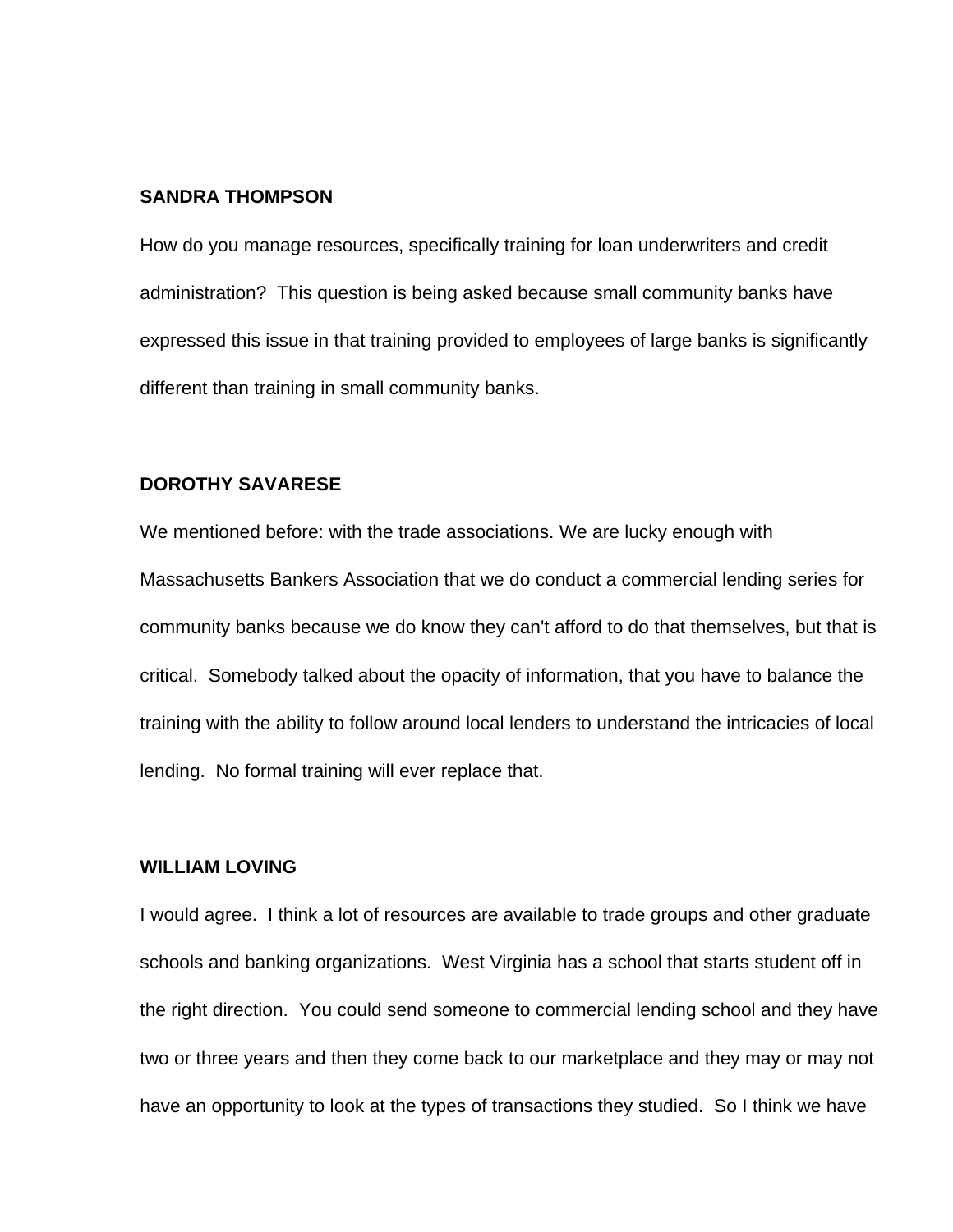**SANDRA THOMPSON**

How do you manage resources, specifically training for loan underwriters and credit administration? This question is being asked because small community banks have expressed this issue in that training provided to employees of large banks is significantly different than training in small community banks.

**DOROTHY SAVARESE**

We mentioned before: with the trade associations. We are lucky enough with Massachusetts Bankers Association that we do conduct a commercial lending series for community banks because we do know they can't afford to do that themselves, but that is critical. Somebody talked about the opacity of information, that you have to balance the training with the ability to follow around local lenders to understand the intricacies of local lending. No formal training will ever replace that.

**WILLIAM LOVING**

I would agree. I think a lot of resources are available to trade groups and other graduate schools and banking organizations. West Virginia has a school that starts student off in the right direction. You could send someone to commercial lending school and they have two or three years and then they come back to our marketplace and they may or may not have an opportunity to look at the types of transactions they studied. So I think we have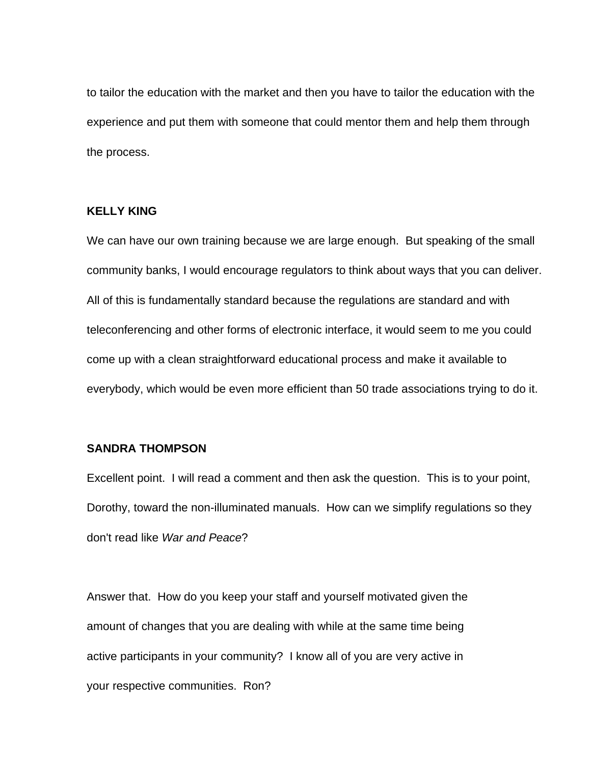to tailor the education with the market and then you have to tailor the education with the experience and put them with someone that could mentor them and help them through the process.

**KELLY KING**

We can have our own training because we are large enough. But speaking of the small community banks, I would encourage regulators to think about ways that you can deliver. All of this is fundamentally standard because the regulations are standard and with teleconferencing and other forms of electronic interface, it would seem to me you could come up with a clean straightforward educational process and make it available to everybody, which would be even more efficient than 50 trade associations trying to do it.

**SANDRA THOMPSON**

Excellent point. I will read a comment and then ask the question. This is to your point, Dorothy, toward the non-illuminated manuals. How can we simplify regulations so they don't read like *War and Peace*?

Answer that. How do you keep your staff and yourself motivated given the amount of changes that you are dealing with while at the same time being active participants in your community? I know all of you are very active in your respective communities. Ron?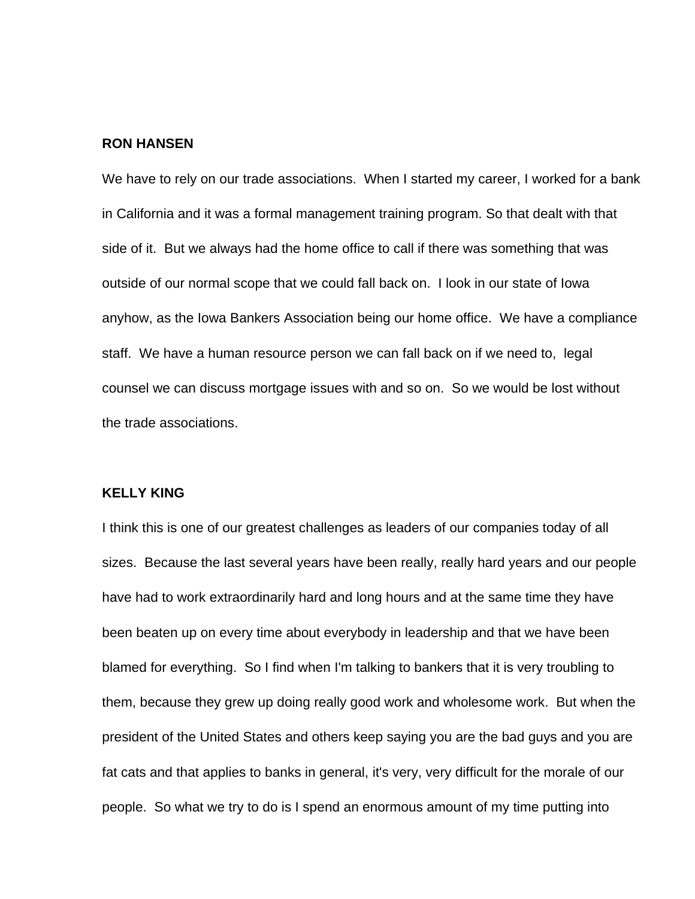**RON HANSEN**

We have to rely on our trade associations. When I started my career, I worked for a bank in California and it was a formal management training program. So that dealt with that side of it. But we always had the home office to call if there was something that was outside of our normal scope that we could fall back on. I look in our state of Iowa anyhow, as the Iowa Bankers Association being our home office. We have a compliance staff. We have a human resource person we can fall back on if we need to, legal counsel we can discuss mortgage issues with and so on. So we would be lost without the trade associations.

**KELLY KING**

I think this is one of our greatest challenges as leaders of our companies today of all sizes. Because the last several years have been really, really hard years and our people have had to work extraordinarily hard and long hours and at the same time they have been beaten up on every time about everybody in leadership and that we have been blamed for everything. So I find when I'm talking to bankers that it is very troubling to them, because they grew up doing really good work and wholesome work. But when the president of the United States and others keep saying you are the bad guys and you are fat cats and that applies to banks in general, it's very, very difficult for the morale of our people. So what we try to do is I spend an enormous amount of my time putting into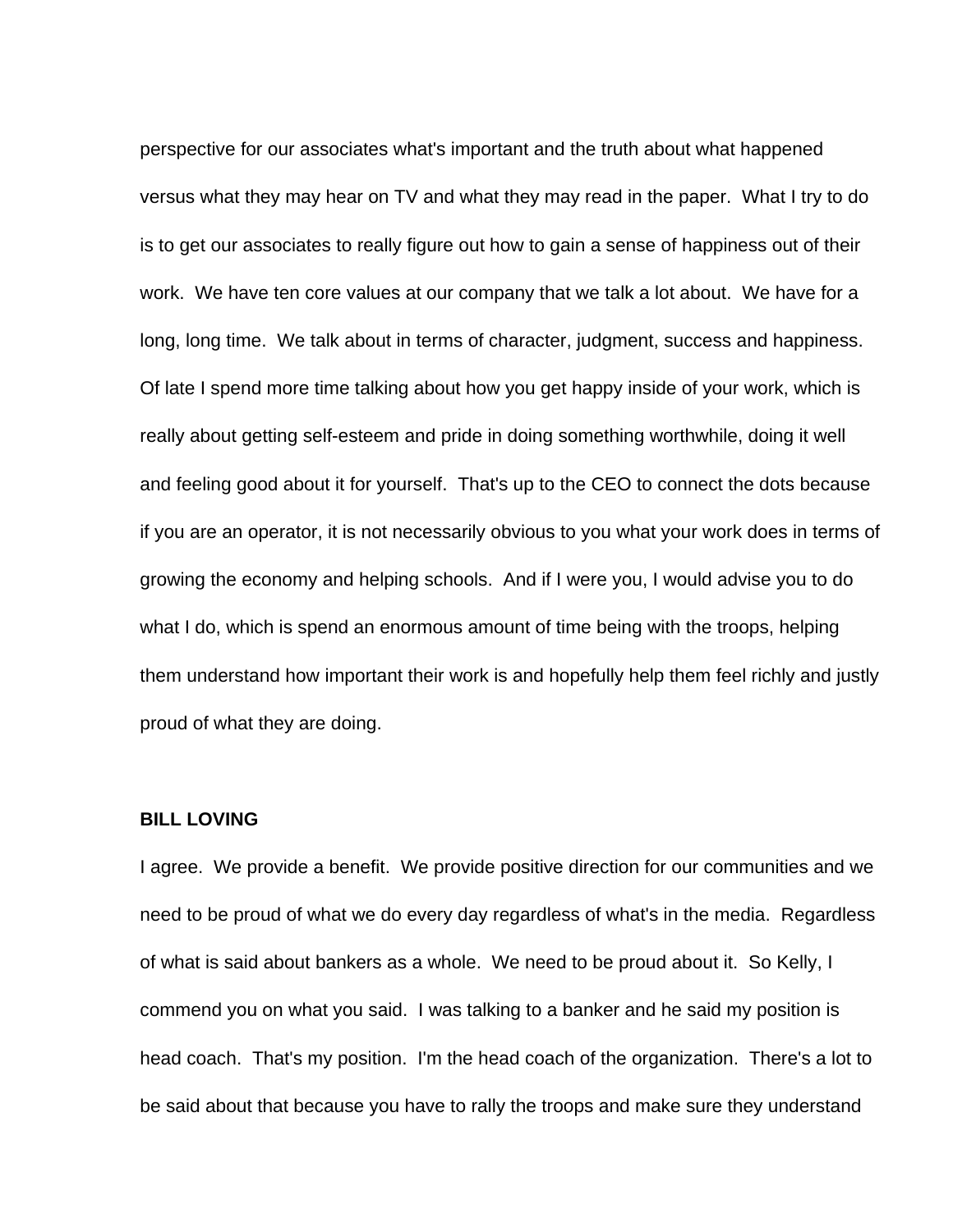perspective for our associates what's important and the truth about what happened versus what they may hear on TV and what they may read in the paper. What I try to do is to get our associates to really figure out how to gain a sense of happiness out of their work. We have ten core values at our company that we talk a lot about. We have for a long, long time. We talk about in terms of character, judgment, success and happiness. Of late I spend more time talking about how you get happy inside of your work, which is really about getting self-esteem and pride in doing something worthwhile, doing it well and feeling good about it for yourself. That's up to the CEO to connect the dots because if you are an operator, it is not necessarily obvious to you what your work does in terms of growing the economy and helping schools. And if I were you, I would advise you to do what I do, which is spend an enormous amount of time being with the troops, helping them understand how important their work is and hopefully help them feel richly and justly proud of what they are doing.

**BILL LOVING**

I agree. We provide a benefit. We provide positive direction for our communities and we need to be proud of what we do every day regardless of what's in the media. Regardless of what is said about bankers as a whole. We need to be proud about it. So Kelly, I commend you on what you said. I was talking to a banker and he said my position is head coach. That's my position. I'm the head coach of the organization. There's a lot to be said about that because you have to rally the troops and make sure they understand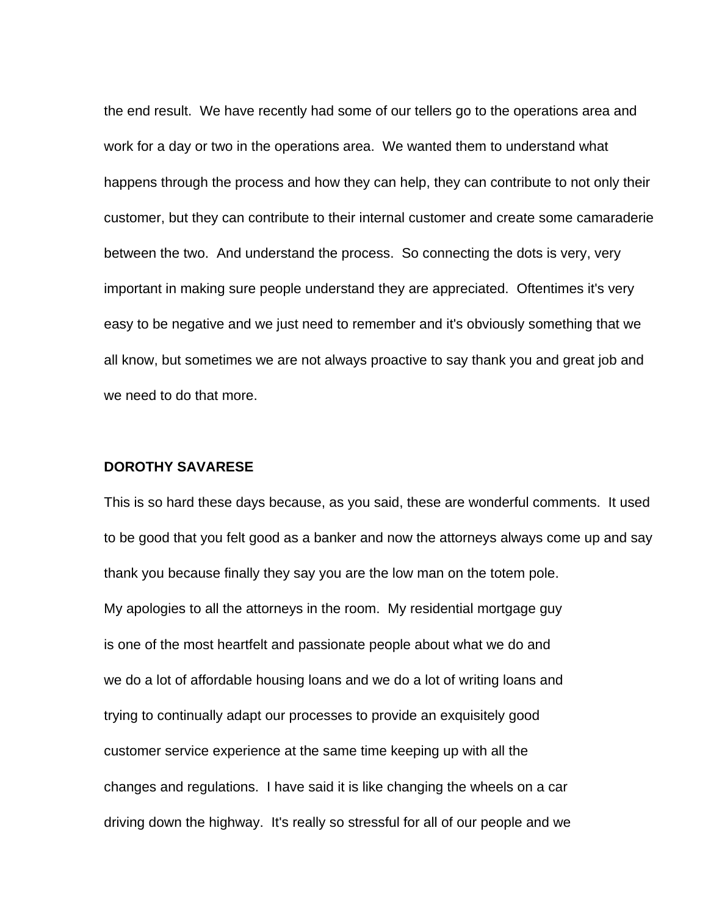the end result.  We have recently had some of our tellers go to the operations area and work for a day or two in the operations area.  We wanted them to understand what happens through the process and how they can help, they can contribute to not only their customer, but they can contribute to their internal customer and create some camaraderie between the two.  And understand the process.  So connecting the dots is very, very important in making sure people understand they are appreciated.  Oftentimes it's very easy to be negative and we just need to remember and it's obviously something that we all know, but sometimes we are not always proactive to say thank you and great job and we need to do that more.

**DOROTHY SAVARESE**

This is so hard these days because, as you said, these are wonderful comments.  It used to be good that you felt good as a banker and now the attorneys always come up and say thank you because finally they say you are the low man on the totem pole. My apologies to all the attorneys in the room.  My residential mortgage guy is one of the most heartfelt and passionate people about what we do and we do a lot of affordable housing loans and we do a lot of writing loans and trying to continually adapt our processes to provide an exquisitely good customer service experience at the same time keeping up with all the changes and regulations.  I have said it is like changing the wheels on a car driving down the highway.  It's really so stressful for all of our people and we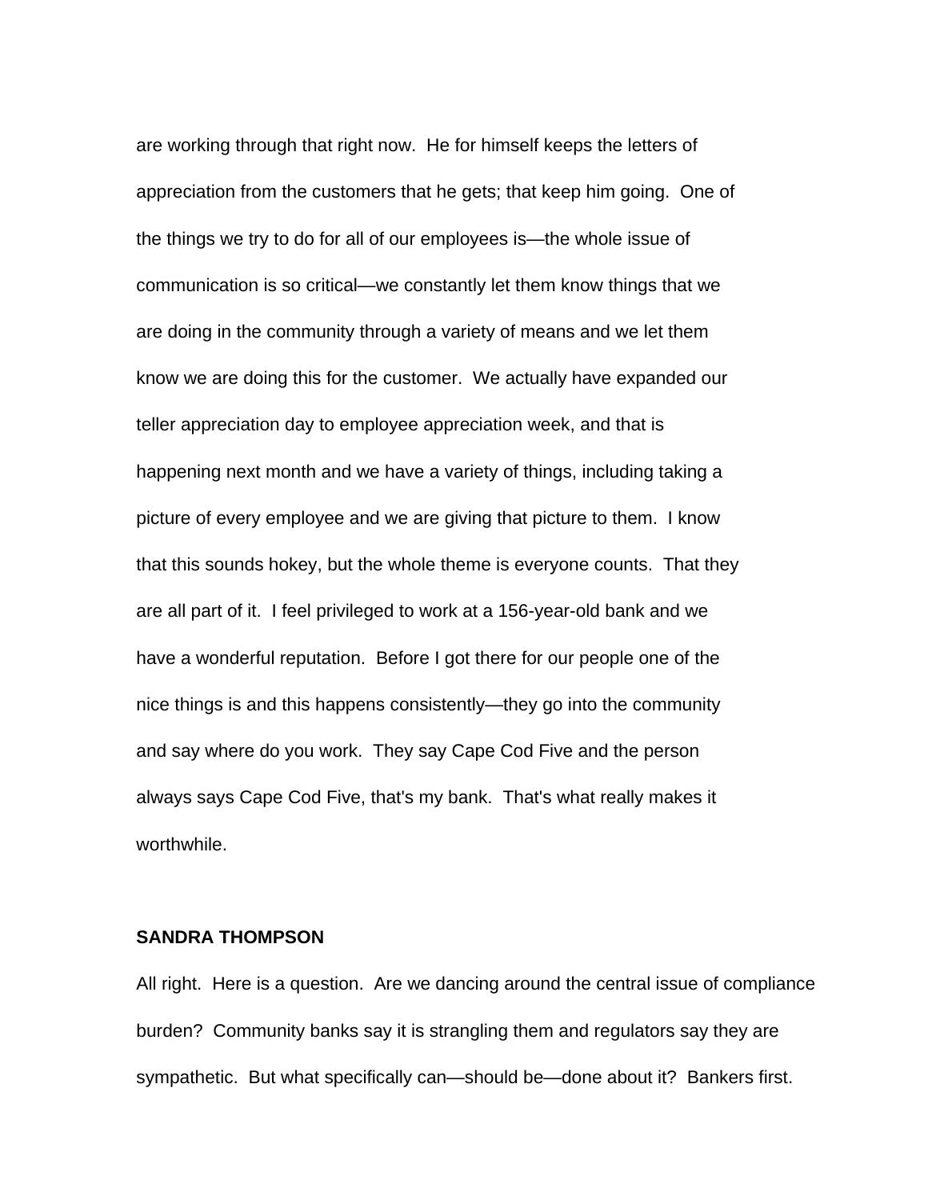are working through that right now. He for himself keeps the letters of appreciation from the customers that he gets; that keep him going. One of the things we try to do for all of our employees is—the whole issue of communication is so critical—we constantly let them know things that we are doing in the community through a variety of means and we let them know we are doing this for the customer. We actually have expanded our teller appreciation day to employee appreciation week, and that is happening next month and we have a variety of things, including taking a picture of every employee and we are giving that picture to them. I know that this sounds hokey, but the whole theme is everyone counts. That they are all part of it. I feel privileged to work at a 156-year-old bank and we have a wonderful reputation. Before I got there for our people one of the nice things is and this happens consistently—they go into the community and say where do you work. They say Cape Cod Five and the person always says Cape Cod Five, that's my bank. That's what really makes it worthwhile.

**SANDRA THOMPSON**

All right. Here is a question. Are we dancing around the central issue of compliance burden? Community banks say it is strangling them and regulators say they are sympathetic. But what specifically can—should be—done about it? Bankers first.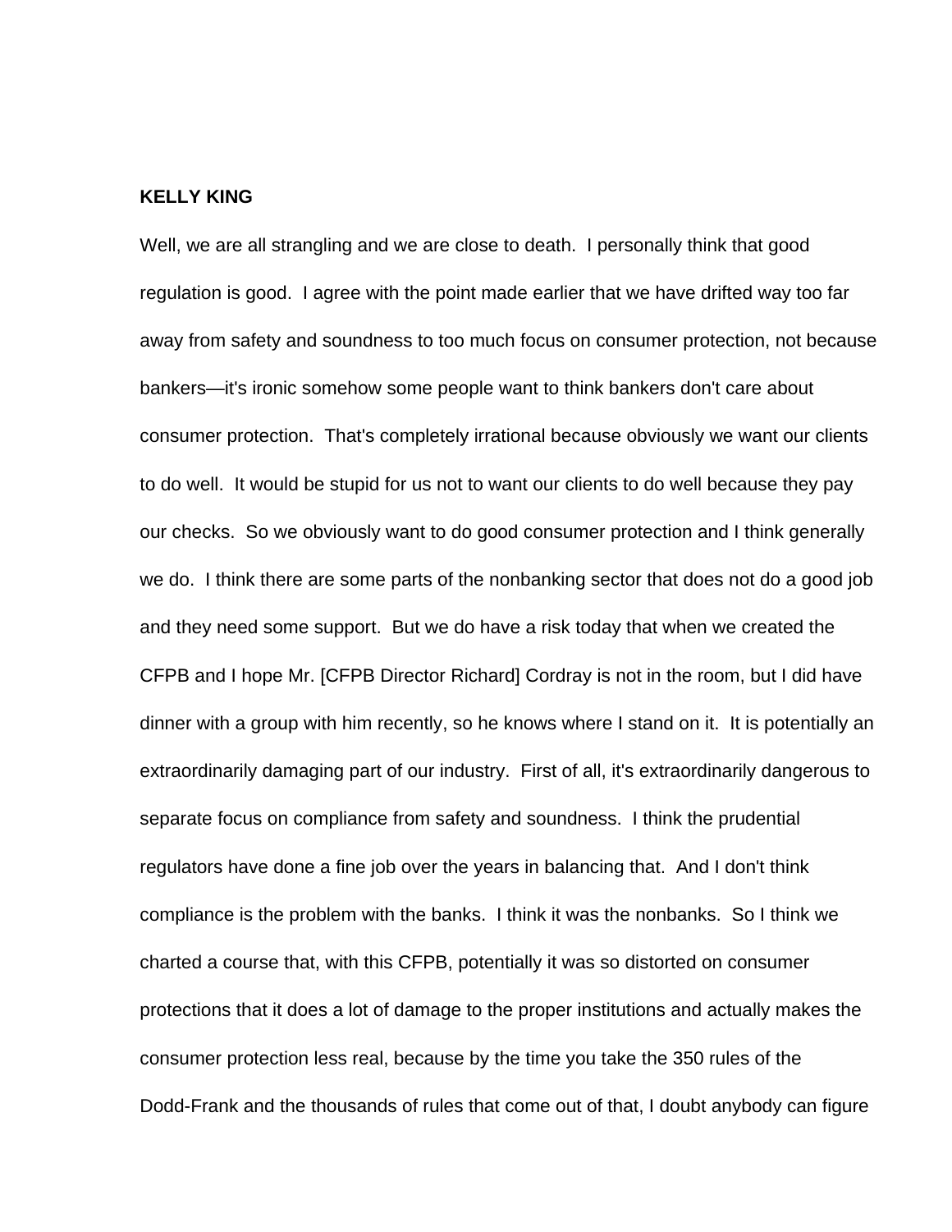**KELLY KING**

Well, we are all strangling and we are close to death. I personally think that good regulation is good. I agree with the point made earlier that we have drifted way too far away from safety and soundness to too much focus on consumer protection, not because bankers—it's ironic somehow some people want to think bankers don't care about consumer protection. That's completely irrational because obviously we want our clients to do well. It would be stupid for us not to want our clients to do well because they pay our checks. So we obviously want to do good consumer protection and I think generally we do. I think there are some parts of the nonbanking sector that does not do a good job and they need some support. But we do have a risk today that when we created the CFPB and I hope Mr. [CFPB Director Richard] Cordray is not in the room, but I did have dinner with a group with him recently, so he knows where I stand on it. It is potentially an extraordinarily damaging part of our industry. First of all, it's extraordinarily dangerous to separate focus on compliance from safety and soundness. I think the prudential regulators have done a fine job over the years in balancing that. And I don't think compliance is the problem with the banks. I think it was the nonbanks. So I think we charted a course that, with this CFPB, potentially it was so distorted on consumer protections that it does a lot of damage to the proper institutions and actually makes the consumer protection less real, because by the time you take the 350 rules of the Dodd-Frank and the thousands of rules that come out of that, I doubt anybody can figure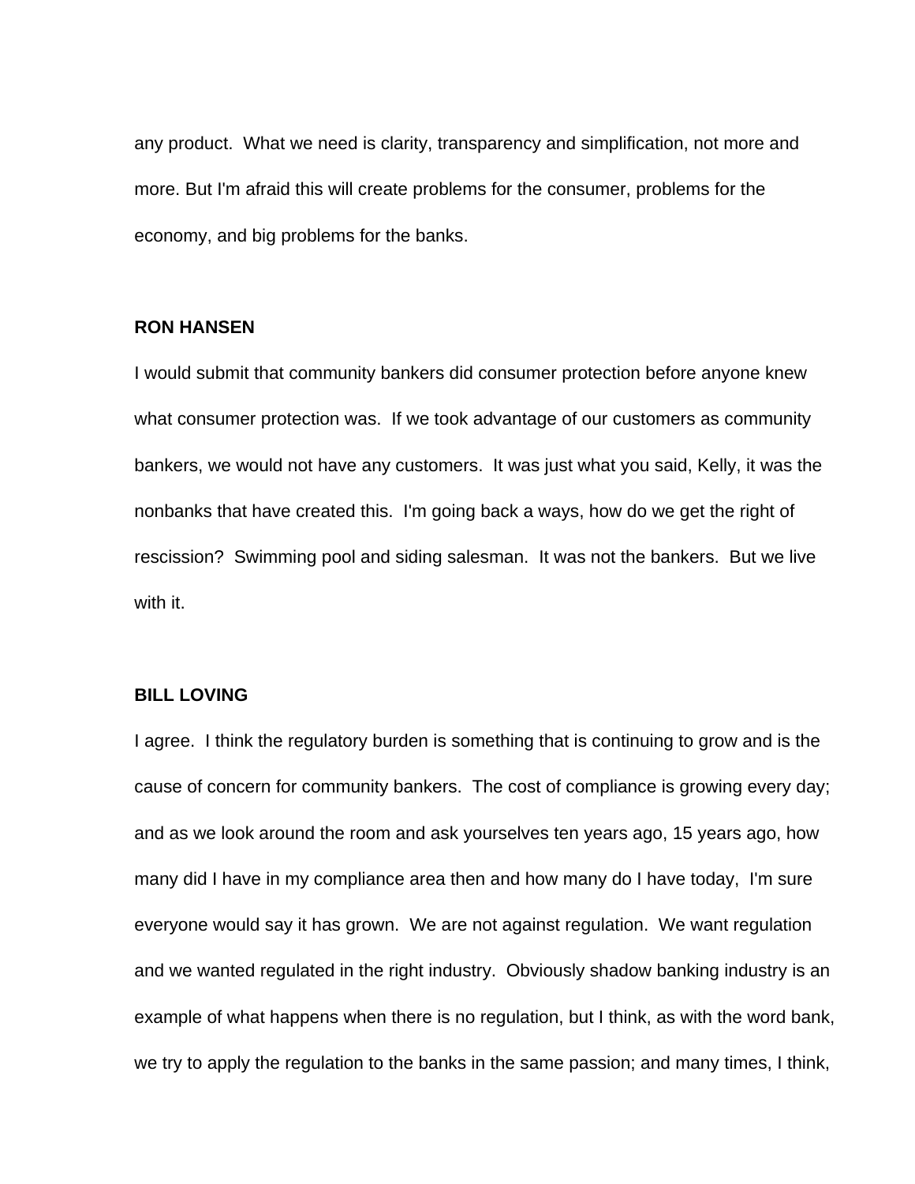any product. What we need is clarity, transparency and simplification, not more and more. But I'm afraid this will create problems for the consumer, problems for the economy, and big problems for the banks.

**RON HANSEN**

I would submit that community bankers did consumer protection before anyone knew what consumer protection was. If we took advantage of our customers as community bankers, we would not have any customers. It was just what you said, Kelly, it was the nonbanks that have created this. I'm going back a ways, how do we get the right of rescission? Swimming pool and siding salesman. It was not the bankers. But we live with it.

**BILL LOVING**

I agree. I think the regulatory burden is something that is continuing to grow and is the cause of concern for community bankers. The cost of compliance is growing every day; and as we look around the room and ask yourselves ten years ago, 15 years ago, how many did I have in my compliance area then and how many do I have today, I'm sure everyone would say it has grown. We are not against regulation. We want regulation and we wanted regulated in the right industry. Obviously shadow banking industry is an example of what happens when there is no regulation, but I think, as with the word bank, we try to apply the regulation to the banks in the same passion; and many times, I think,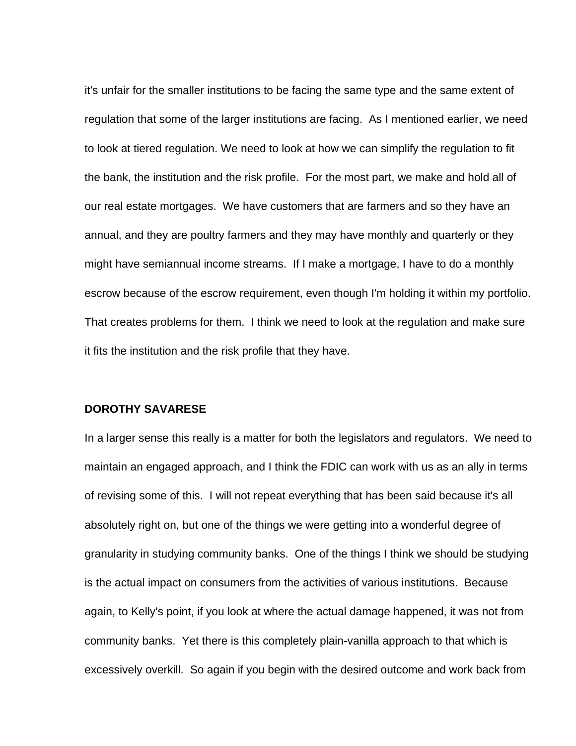it's unfair for the smaller institutions to be facing the same type and the same extent of regulation that some of the larger institutions are facing. As I mentioned earlier, we need to look at tiered regulation. We need to look at how we can simplify the regulation to fit the bank, the institution and the risk profile. For the most part, we make and hold all of our real estate mortgages. We have customers that are farmers and so they have an annual, and they are poultry farmers and they may have monthly and quarterly or they might have semiannual income streams. If I make a mortgage, I have to do a monthly escrow because of the escrow requirement, even though I'm holding it within my portfolio. That creates problems for them. I think we need to look at the regulation and make sure it fits the institution and the risk profile that they have.

**DOROTHY SAVARESE**

In a larger sense this really is a matter for both the legislators and regulators. We need to maintain an engaged approach, and I think the FDIC can work with us as an ally in terms of revising some of this. I will not repeat everything that has been said because it's all absolutely right on, but one of the things we were getting into a wonderful degree of granularity in studying community banks. One of the things I think we should be studying is the actual impact on consumers from the activities of various institutions. Because again, to Kelly's point, if you look at where the actual damage happened, it was not from community banks. Yet there is this completely plain-vanilla approach to that which is excessively overkill. So again if you begin with the desired outcome and work back from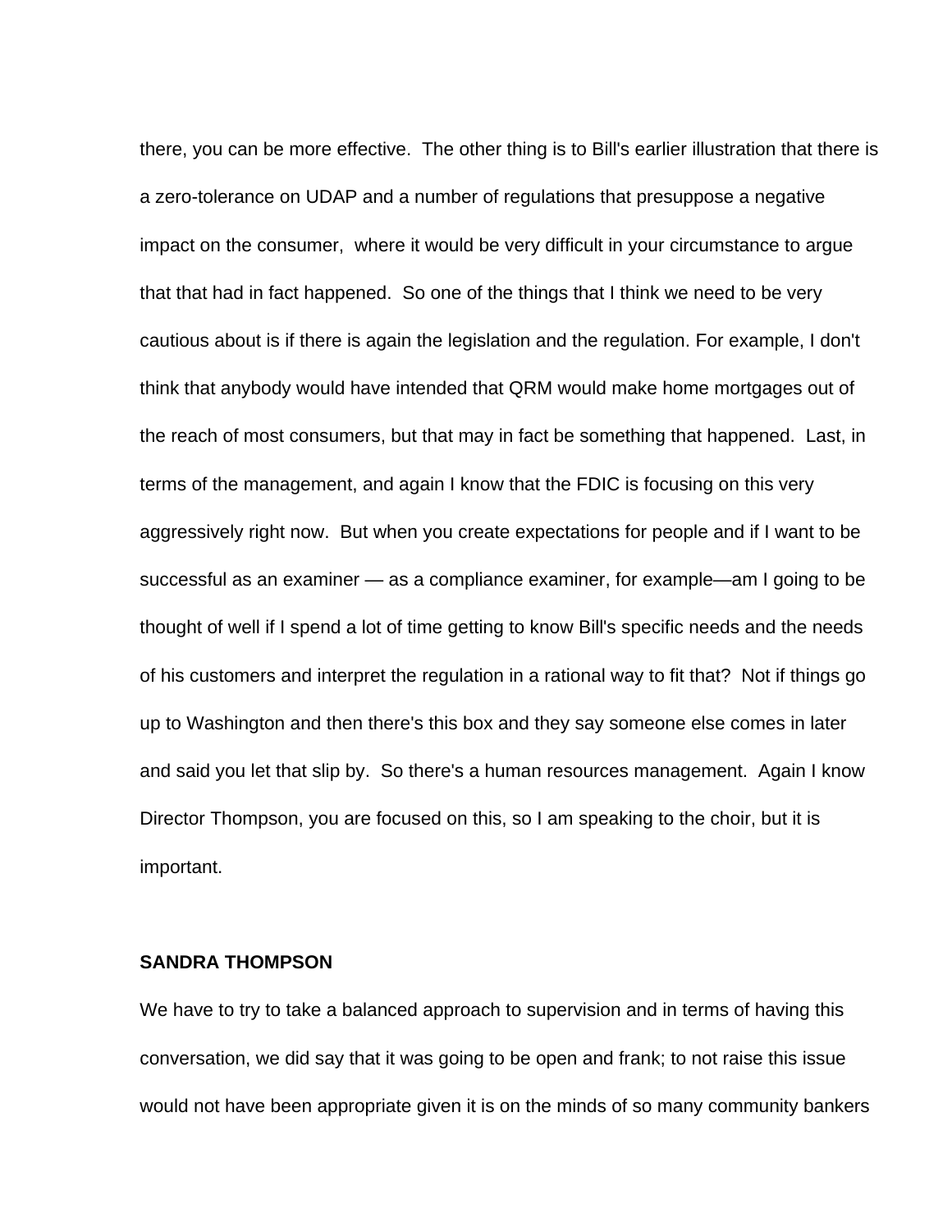there, you can be more effective. The other thing is to Bill's earlier illustration that there is a zero-tolerance on UDAP and a number of regulations that presuppose a negative impact on the consumer, where it would be very difficult in your circumstance to argue that that had in fact happened. So one of the things that I think we need to be very cautious about is if there is again the legislation and the regulation. For example, I don't think that anybody would have intended that QRM would make home mortgages out of the reach of most consumers, but that may in fact be something that happened. Last, in terms of the management, and again I know that the FDIC is focusing on this very aggressively right now. But when you create expectations for people and if I want to be successful as an examiner — as a compliance examiner, for example—am I going to be thought of well if I spend a lot of time getting to know Bill's specific needs and the needs of his customers and interpret the regulation in a rational way to fit that? Not if things go up to Washington and then there's this box and they say someone else comes in later and said you let that slip by. So there's a human resources management. Again I know Director Thompson, you are focused on this, so I am speaking to the choir, but it is important.

**SANDRA THOMPSON**

We have to try to take a balanced approach to supervision and in terms of having this conversation, we did say that it was going to be open and frank; to not raise this issue would not have been appropriate given it is on the minds of so many community bankers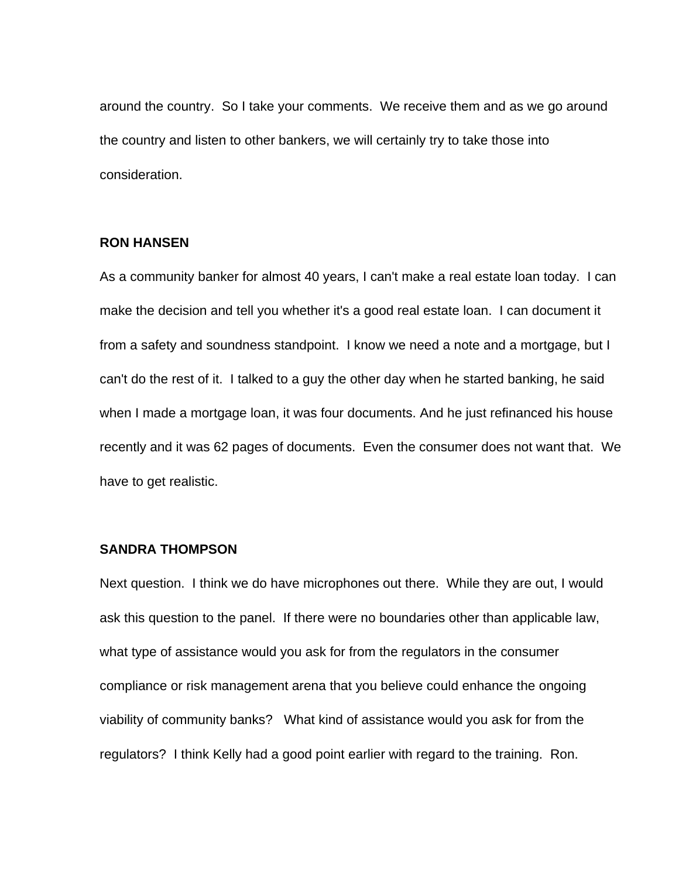around the country. So I take your comments. We receive them and as we go around the country and listen to other bankers, we will certainly try to take those into consideration.

**RON HANSEN**

As a community banker for almost 40 years, I can't make a real estate loan today. I can make the decision and tell you whether it's a good real estate loan. I can document it from a safety and soundness standpoint. I know we need a note and a mortgage, but I can't do the rest of it. I talked to a guy the other day when he started banking, he said when I made a mortgage loan, it was four documents. And he just refinanced his house recently and it was 62 pages of documents. Even the consumer does not want that. We have to get realistic.

**SANDRA THOMPSON**

Next question. I think we do have microphones out there. While they are out, I would ask this question to the panel. If there were no boundaries other than applicable law, what type of assistance would you ask for from the regulators in the consumer compliance or risk management arena that you believe could enhance the ongoing viability of community banks? What kind of assistance would you ask for from the regulators? I think Kelly had a good point earlier with regard to the training. Ron.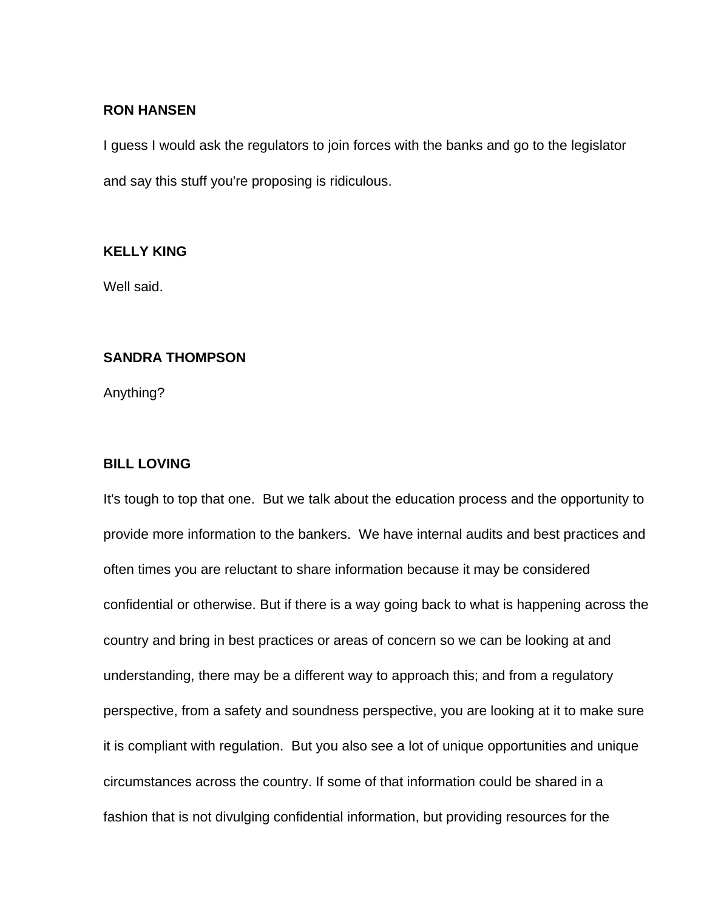**RON HANSEN**

I guess I would ask the regulators to join forces with the banks and go to the legislator and say this stuff you're proposing is ridiculous.

**KELLY KING**

Well said.

**SANDRA THOMPSON**

Anything?

**BILL LOVING**

It's tough to top that one. But we talk about the education process and the opportunity to provide more information to the bankers. We have internal audits and best practices and often times you are reluctant to share information because it may be considered confidential or otherwise. But if there is a way going back to what is happening across the country and bring in best practices or areas of concern so we can be looking at and understanding, there may be a different way to approach this; and from a regulatory perspective, from a safety and soundness perspective, you are looking at it to make sure it is compliant with regulation. But you also see a lot of unique opportunities and unique circumstances across the country. If some of that information could be shared in a fashion that is not divulging confidential information, but providing resources for the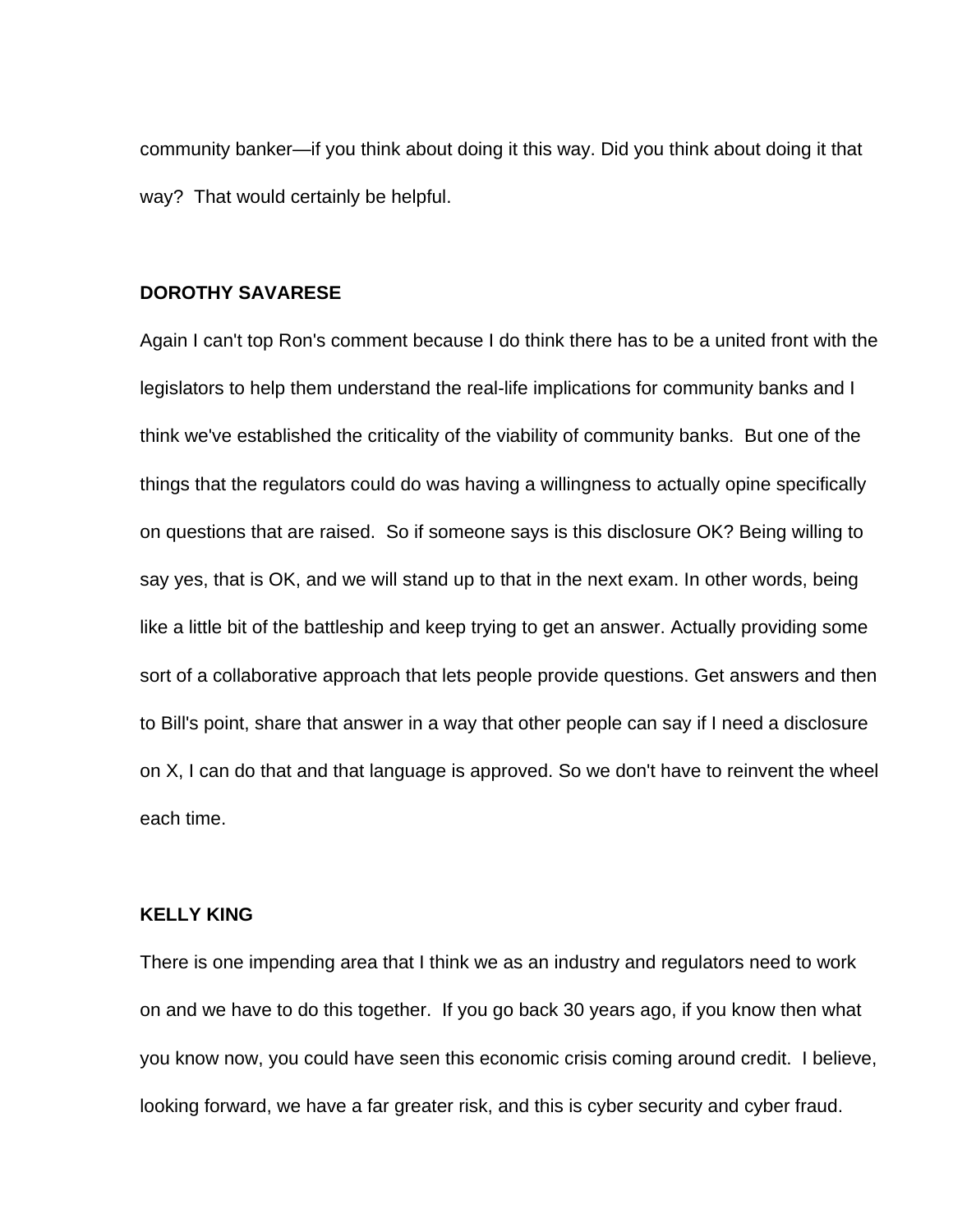community banker—if you think about doing it this way. Did you think about doing it that way? That would certainly be helpful.

**DOROTHY SAVARESE**

Again I can't top Ron's comment because I do think there has to be a united front with the legislators to help them understand the real-life implications for community banks and I think we've established the criticality of the viability of community banks. But one of the things that the regulators could do was having a willingness to actually opine specifically on questions that are raised. So if someone says is this disclosure OK? Being willing to say yes, that is OK, and we will stand up to that in the next exam. In other words, being like a little bit of the battleship and keep trying to get an answer. Actually providing some sort of a collaborative approach that lets people provide questions. Get answers and then to Bill's point, share that answer in a way that other people can say if I need a disclosure on X, I can do that and that language is approved. So we don't have to reinvent the wheel each time.

**KELLY KING**

There is one impending area that I think we as an industry and regulators need to work on and we have to do this together. If you go back 30 years ago, if you know then what you know now, you could have seen this economic crisis coming around credit. I believe, looking forward, we have a far greater risk, and this is cyber security and cyber fraud.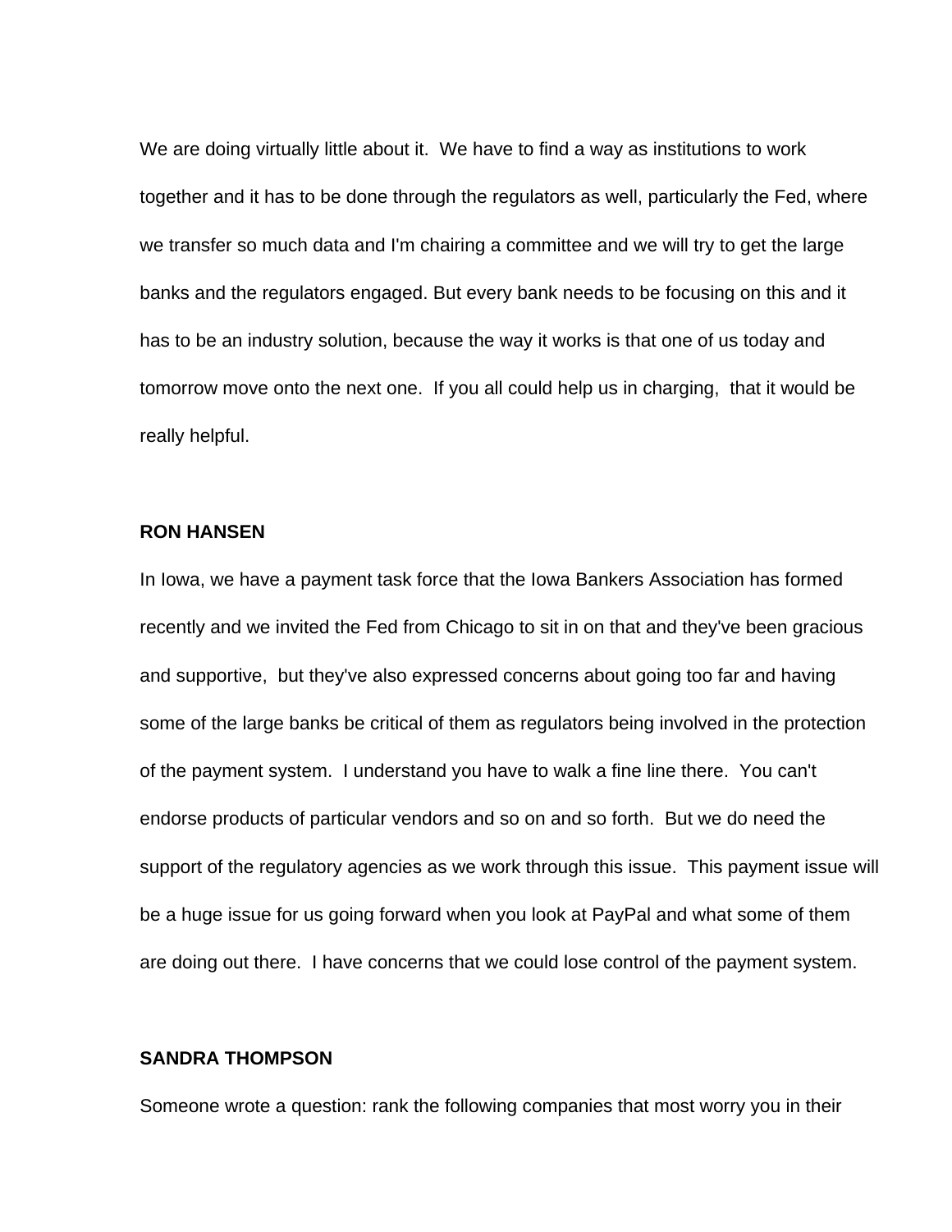We are doing virtually little about it.  We have to find a way as institutions to work together and it has to be done through the regulators as well, particularly the Fed, where we transfer so much data and I'm chairing a committee and we will try to get the large banks and the regulators engaged. But every bank needs to be focusing on this and it has to be an industry solution, because the way it works is that one of us today and tomorrow move onto the next one.  If you all could help us in charging,  that it would be really helpful.

**RON HANSEN**

In Iowa, we have a payment task force that the Iowa Bankers Association has formed recently and we invited the Fed from Chicago to sit in on that and they've been gracious and supportive,  but they've also expressed concerns about going too far and having some of the large banks be critical of them as regulators being involved in the protection of the payment system.  I understand you have to walk a fine line there.  You can't endorse products of particular vendors and so on and so forth.  But we do need the support of the regulatory agencies as we work through this issue.  This payment issue will be a huge issue for us going forward when you look at PayPal and what some of them are doing out there.  I have concerns that we could lose control of the payment system.

**SANDRA THOMPSON**

Someone wrote a question: rank the following companies that most worry you in their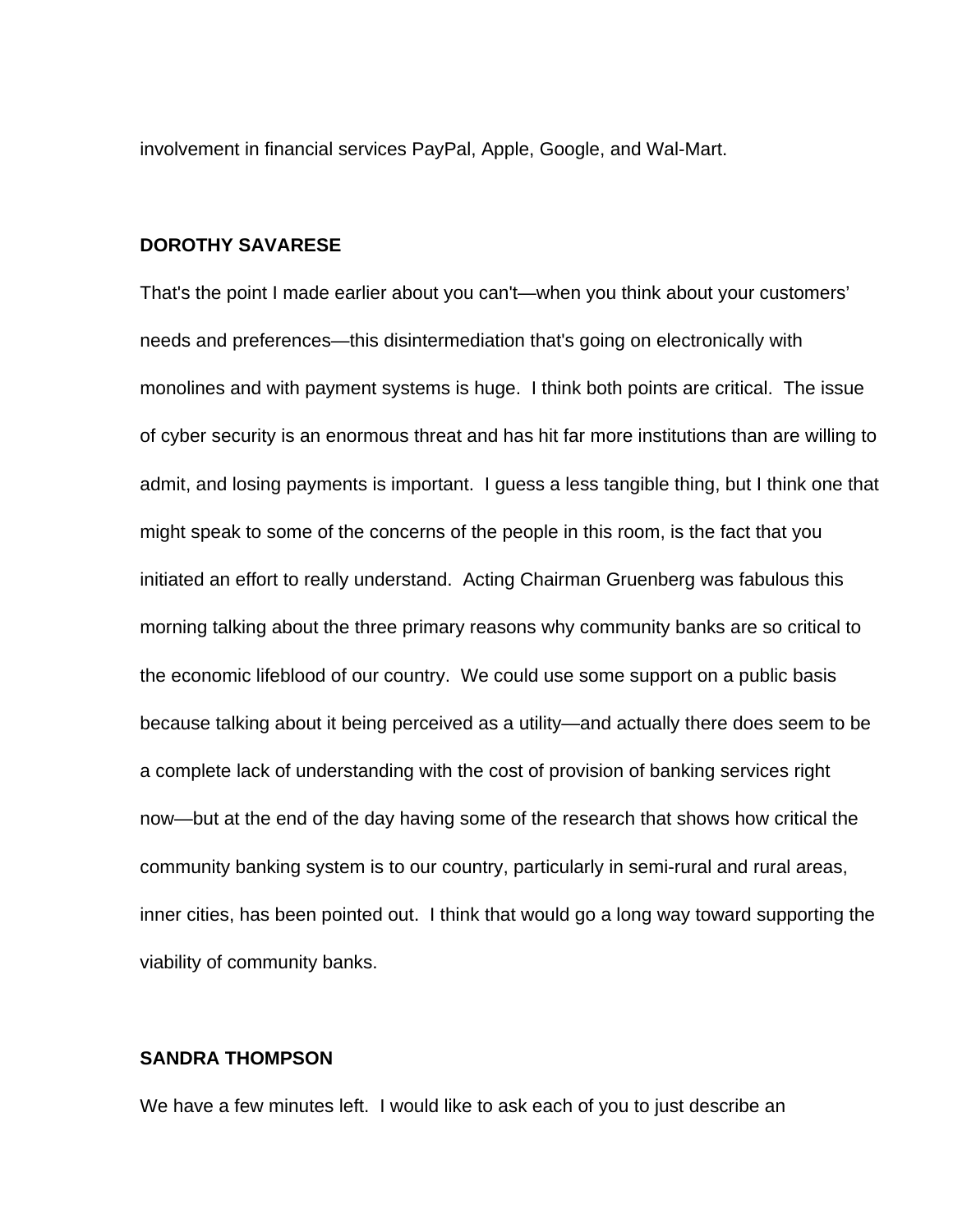involvement in financial services PayPal, Apple, Google, and Wal-Mart.

**DOROTHY SAVARESE**

That's the point I made earlier about you can't—when you think about your customers' needs and preferences—this disintermediation that's going on electronically with monolines and with payment systems is huge. I think both points are critical. The issue of cyber security is an enormous threat and has hit far more institutions than are willing to admit, and losing payments is important. I guess a less tangible thing, but I think one that might speak to some of the concerns of the people in this room, is the fact that you initiated an effort to really understand. Acting Chairman Gruenberg was fabulous this morning talking about the three primary reasons why community banks are so critical to the economic lifeblood of our country. We could use some support on a public basis because talking about it being perceived as a utility—and actually there does seem to be a complete lack of understanding with the cost of provision of banking services right now—but at the end of the day having some of the research that shows how critical the community banking system is to our country, particularly in semi-rural and rural areas, inner cities, has been pointed out. I think that would go a long way toward supporting the viability of community banks.

**SANDRA THOMPSON**

We have a few minutes left. I would like to ask each of you to just describe an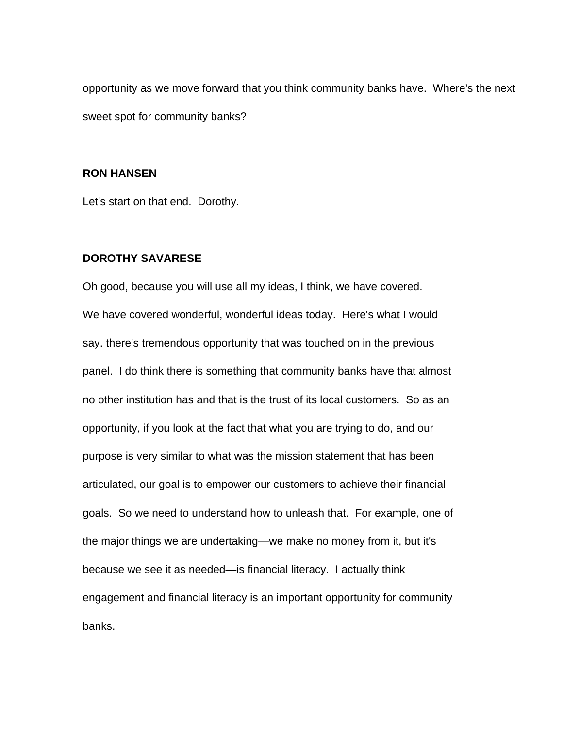opportunity as we move forward that you think community banks have. Where's the next sweet spot for community banks?

**RON HANSEN**

Let's start on that end. Dorothy.

**DOROTHY SAVARESE**

Oh good, because you will use all my ideas, I think, we have covered. We have covered wonderful, wonderful ideas today. Here's what I would say. there's tremendous opportunity that was touched on in the previous panel. I do think there is something that community banks have that almost no other institution has and that is the trust of its local customers. So as an opportunity, if you look at the fact that what you are trying to do, and our purpose is very similar to what was the mission statement that has been articulated, our goal is to empower our customers to achieve their financial goals. So we need to understand how to unleash that. For example, one of the major things we are undertaking—we make no money from it, but it's because we see it as needed—is financial literacy. I actually think engagement and financial literacy is an important opportunity for community banks.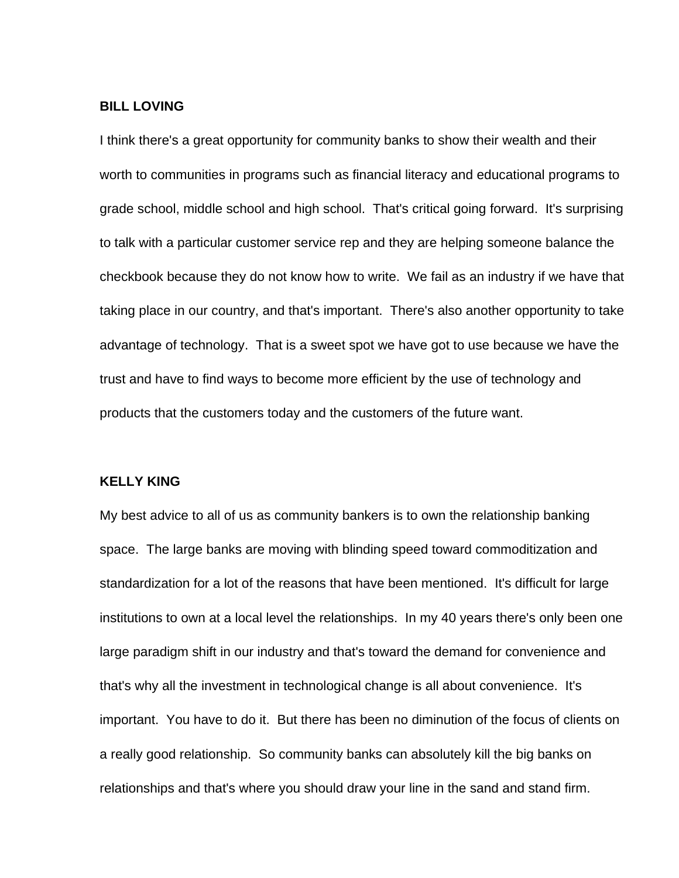**BILL LOVING**

I think there's a great opportunity for community banks to show their wealth and their worth to communities in programs such as financial literacy and educational programs to grade school, middle school and high school. That's critical going forward. It's surprising to talk with a particular customer service rep and they are helping someone balance the checkbook because they do not know how to write. We fail as an industry if we have that taking place in our country, and that's important. There's also another opportunity to take advantage of technology. That is a sweet spot we have got to use because we have the trust and have to find ways to become more efficient by the use of technology and products that the customers today and the customers of the future want.

**KELLY KING**

My best advice to all of us as community bankers is to own the relationship banking space. The large banks are moving with blinding speed toward commoditization and standardization for a lot of the reasons that have been mentioned. It's difficult for large institutions to own at a local level the relationships. In my 40 years there's only been one large paradigm shift in our industry and that's toward the demand for convenience and that's why all the investment in technological change is all about convenience. It's important. You have to do it. But there has been no diminution of the focus of clients on a really good relationship. So community banks can absolutely kill the big banks on relationships and that's where you should draw your line in the sand and stand firm.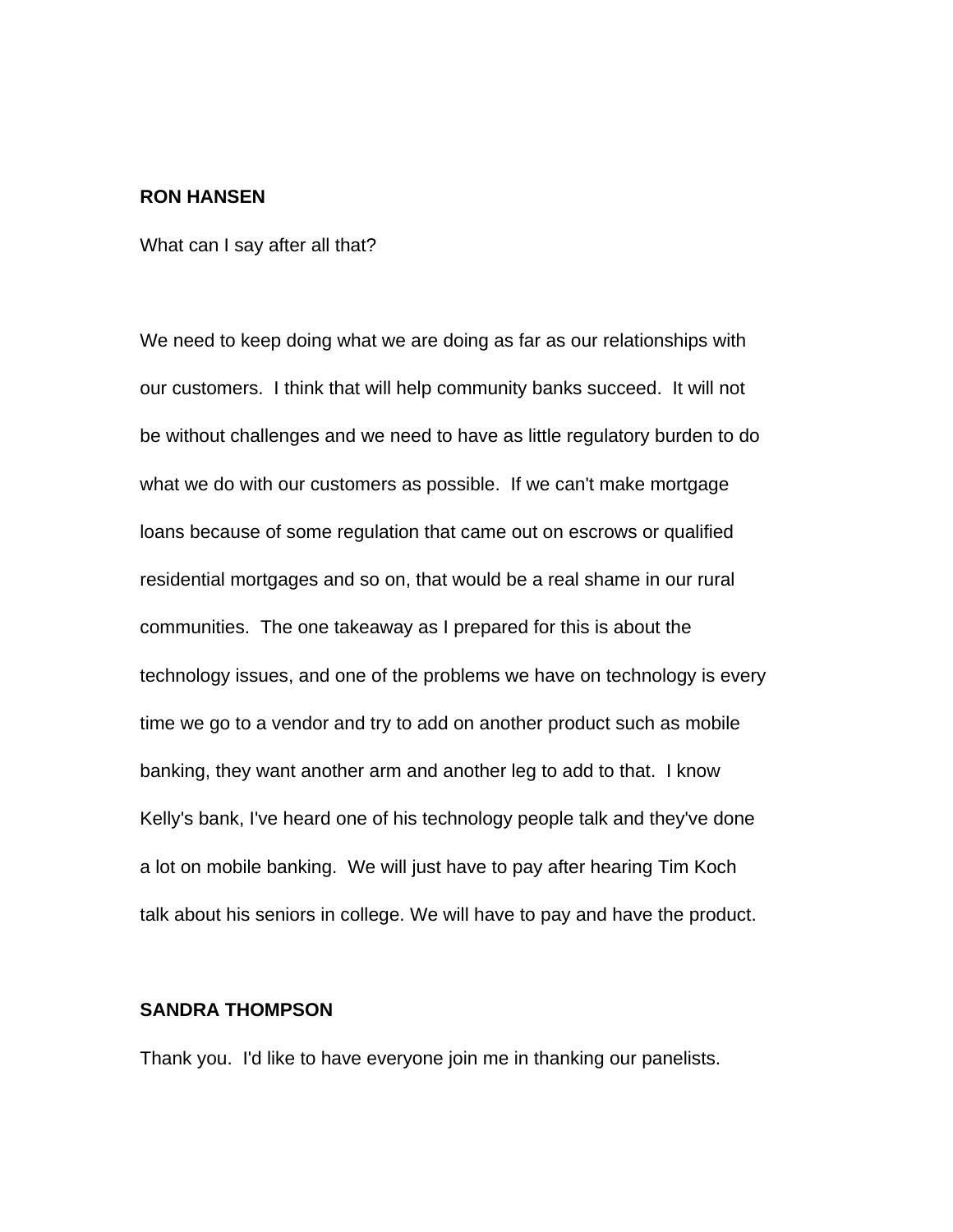**RON HANSEN**

What can I say after all that?

We need to keep doing what we are doing as far as our relationships with our customers. I think that will help community banks succeed. It will not be without challenges and we need to have as little regulatory burden to do what we do with our customers as possible. If we can't make mortgage loans because of some regulation that came out on escrows or qualified residential mortgages and so on, that would be a real shame in our rural communities. The one takeaway as I prepared for this is about the technology issues, and one of the problems we have on technology is every time we go to a vendor and try to add on another product such as mobile banking, they want another arm and another leg to add to that. I know Kelly's bank, I've heard one of his technology people talk and they've done a lot on mobile banking. We will just have to pay after hearing Tim Koch talk about his seniors in college. We will have to pay and have the product.

**SANDRA THOMPSON**

Thank you. I'd like to have everyone join me in thanking our panelists.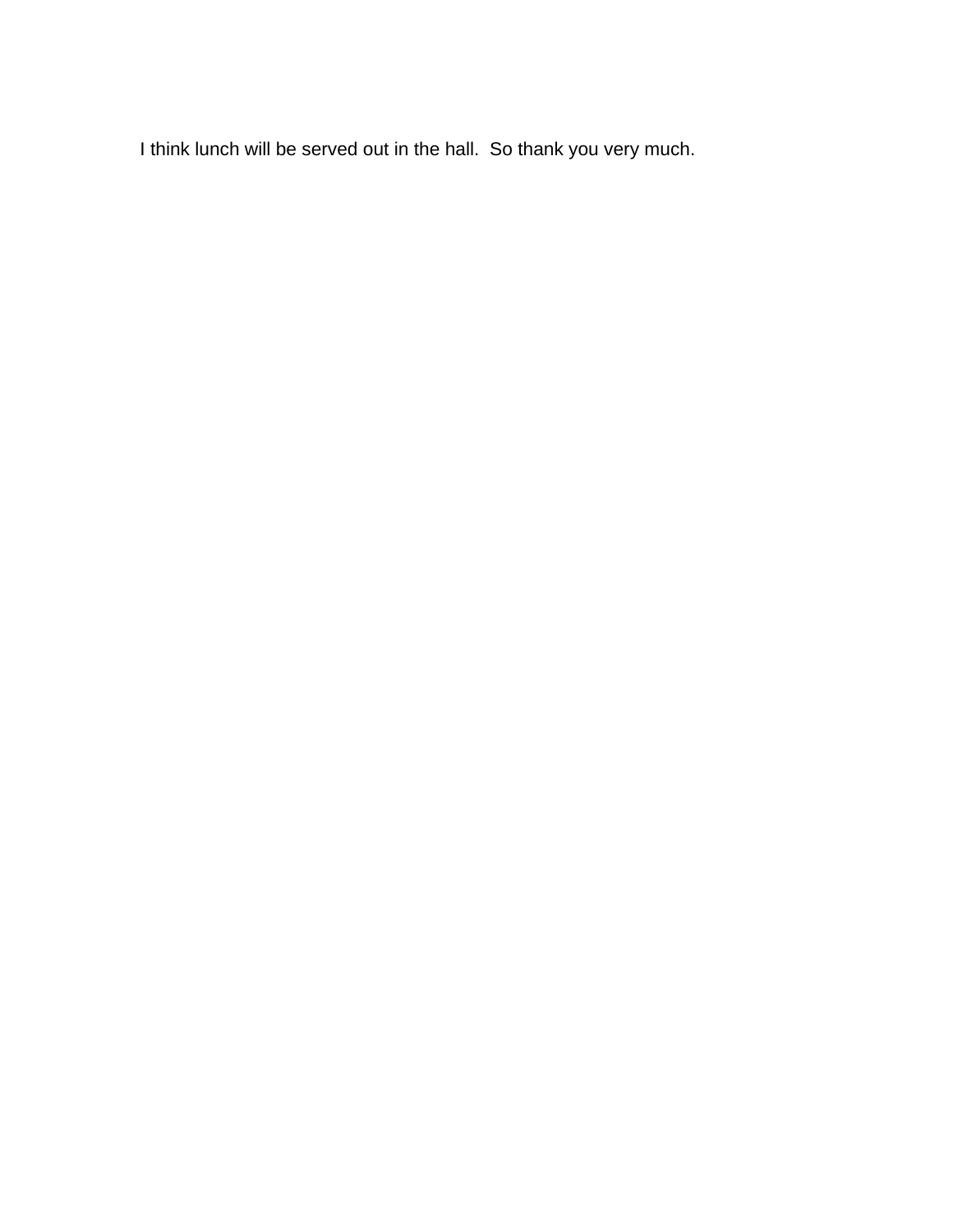I think lunch will be served out in the hall.  So thank you very much.